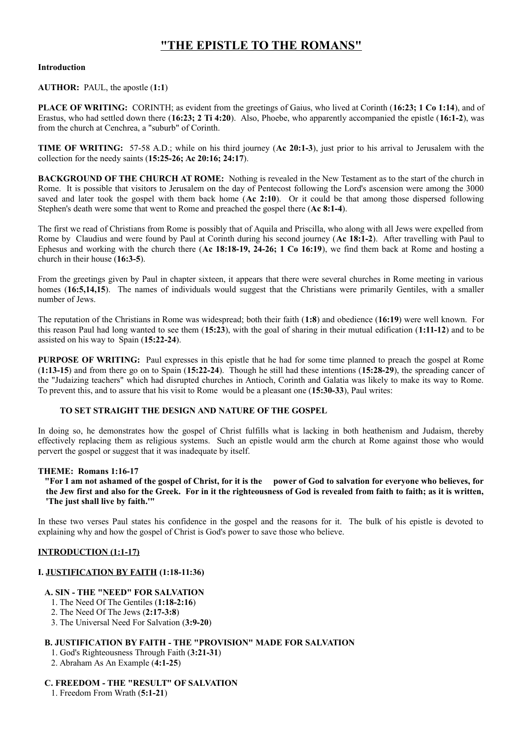# "THE EPISTLE TO THE ROMANS"

**Introduction**

**AUTHOR:** PAUL, the apostle (**1:1**)

**PLACE OF WRITING:** CORINTH; as evident from the greetings of Gaius, who lived at Corinth (**16:23; 1 Co 1:14**), and of Erastus, who had settled down there (**16:23; 2 Ti 4:20**). Also, Phoebe, who apparently accompanied the epistle (**16:1-2**), was from the church at Cenchrea, a "suburb" of Corinth.

**TIME OF WRITING:** 57-58 A.D.; while on his third journey (**Ac 20:1-3**), just prior to his arrival to Jerusalem with the collection for the needy saints (**15:25-26; Ac 20:16; 24:17**).

**BACKGROUND OF THE CHURCH AT ROME:** Nothing is revealed in the New Testament as to the start of the church in Rome. It is possible that visitors to Jerusalem on the day of Pentecost following the Lord's ascension were among the 3000 saved and later took the gospel with them back home (**Ac 2:10**). Or it could be that among those dispersed following Stephen's death were some that went to Rome and preached the gospel there (**Ac 8:1-4**).

The first we read of Christians from Rome is possibly that of Aquila and Priscilla, who along with all Jews were expelled from Rome by Claudius and were found by Paul at Corinth during his second journey (**Ac 18:1-2**). After travelling with Paul to Ephesus and working with the church there (**Ac 18:18-19, 24-26; 1 Co 16:19**), we find them back at Rome and hosting a church in their house (**16:3-5**).

From the greetings given by Paul in chapter sixteen, it appears that there were several churches in Rome meeting in various homes (**16:5,14,15**). The names of individuals would suggest that the Christians were primarily Gentiles, with a smaller number of Jews.

The reputation of the Christians in Rome was widespread; both their faith (**1:8**) and obedience (**16:19**) were well known. For this reason Paul had long wanted to see them (**15:23**), with the goal of sharing in their mutual edification (**1:11-12**) and to be assisted on his way to Spain (**15:22-24**).

**PURPOSE OF WRITING:** Paul expresses in this epistle that he had for some time planned to preach the gospel at Rome (**1:13-15**) and from there go on to Spain (**15:22-24**). Though he still had these intentions (**15:28-29**), the spreading cancer of the "Judaizing teachers" which had disrupted churches in Antioch, Corinth and Galatia was likely to make its way to Rome. To prevent this, and to assure that his visit to Rome would be a pleasant one (**15:30-33**), Paul writes:

**TO SET STRAIGHT THE DESIGN AND NATURE OF THE GOSPEL**

In doing so, he demonstrates how the gospel of Christ fulfills what is lacking in both heathenism and Judaism, thereby effectively replacing them as religious systems. Such an epistle would arm the church at Rome against those who would pervert the gospel or suggest that it was inadequate by itself.

**THEME: Romans 1:16-17**

**"For I am not ashamed of the gospel of Christ, for it is the power of God to salvation for everyone who believes, for the Jew first and also for the Greek. For in it the righteousness of God is revealed from faith to faith; as it is written, 'The just shall live by faith.'"**

In these two verses Paul states his confidence in the gospel and the reasons for it. The bulk of his epistle is devoted to explaining why and how the gospel of Christ is God's power to save those who believe.

**INTRODUCTION (1:1-17)**

**I. JUSTIFICATION BY FAITH (1:18-11:36)**

**A. SIN - THE "NEED" FOR SALVATION**

1. The Need Of The Gentiles (**1:18-2:16**)
2. The Need Of The Jews (**2:17-3:8**)
3. The Universal Need For Salvation (**3:9-20**)

**B. JUSTIFICATION BY FAITH - THE "PROVISION" MADE FOR SALVATION**

1. God's Righteousness Through Faith (**3:21-31**)
2. Abraham As An Example (**4:1-25**)

**C. FREEDOM - THE "RESULT" OF SALVATION**

1. Freedom From Wrath (**5:1-21**)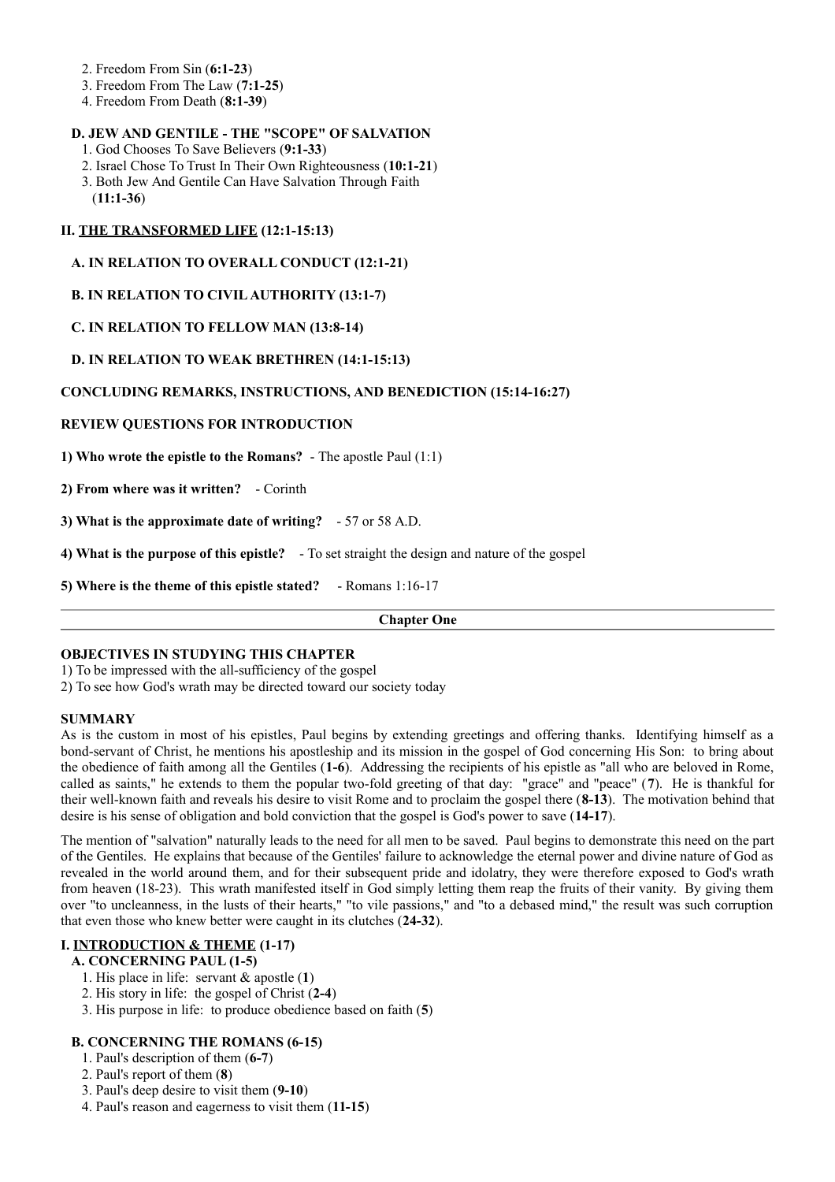2. Freedom From Sin (**6:1-23**)
3. Freedom From The Law (**7:1-25**)
4. Freedom From Death (**8:1-39**)

**D. JEW AND GENTILE - THE "SCOPE" OF SALVATION**

1. God Chooses To Save Believers (**9:1-33**)
2. Israel Chose To Trust In Their Own Righteousness (**10:1-21**)
3. Both Jew And Gentile Can Have Salvation Through Faith (**11:1-36**)

## II. <u>THE TRANSFORMED LIFE</u> (12:1-15:13)

**A. IN RELATION TO OVERALL CONDUCT (12:1-21)**

**B. IN RELATION TO CIVIL AUTHORITY (13:1-7)**

**C. IN RELATION TO FELLOW MAN (13:8-14)**

**D. IN RELATION TO WEAK BRETHREN (14:1-15:13)**

**CONCLUDING REMARKS, INSTRUCTIONS, AND BENEDICTION (15:14-16:27)**

### REVIEW QUESTIONS FOR INTRODUCTION

**1) Who wrote the epistle to the Romans?** - The apostle Paul (1:1)

**2) From where was it written?** - Corinth

**3) What is the approximate date of writing?** - 57 or 58 A.D.

**4) What is the purpose of this epistle?** - To set straight the design and nature of the gospel

**5) Where is the theme of this epistle stated?** - Romans 1:16-17

---

## Chapter One

---

### OBJECTIVES IN STUDYING THIS CHAPTER

1) To be impressed with the all-sufficiency of the gospel
2) To see how God's wrath may be directed toward our society today

### SUMMARY

As is the custom in most of his epistles, Paul begins by extending greetings and offering thanks. Identifying himself as a bond-servant of Christ, he mentions his apostleship and its mission in the gospel of God concerning His Son: to bring about the obedience of faith among all the Gentiles (**1-6**). Addressing the recipients of his epistle as "all who are beloved in Rome, called as saints," he extends to them the popular two-fold greeting of that day: "grace" and "peace" (**7**). He is thankful for their well-known faith and reveals his desire to visit Rome and to proclaim the gospel there (**8-13**). The motivation behind that desire is his sense of obligation and bold conviction that the gospel is God's power to save (**14-17**).

The mention of "salvation" naturally leads to the need for all men to be saved. Paul begins to demonstrate this need on the part of the Gentiles. He explains that because of the Gentiles' failure to acknowledge the eternal power and divine nature of God as revealed in the world around them, and for their subsequent pride and idolatry, they were therefore exposed to God's wrath from heaven (18-23). This wrath manifested itself in God simply letting them reap the fruits of their vanity. By giving them over "to uncleanness, in the lusts of their hearts," "to vile passions," and "to a debased mind," the result was such corruption that even those who knew better were caught in its clutches (**24-32**).

### I. <u>INTRODUCTION & THEME</u> (1-17)

**A. CONCERNING PAUL (1-5)**

1. His place in life: servant & apostle (**1**)
2. His story in life: the gospel of Christ (**2-4**)
3. His purpose in life: to produce obedience based on faith (**5**)

**B. CONCERNING THE ROMANS (6-15)**

1. Paul's description of them (**6-7**)
2. Paul's report of them (**8**)
3. Paul's deep desire to visit them (**9-10**)
4. Paul's reason and eagerness to visit them (**11-15**)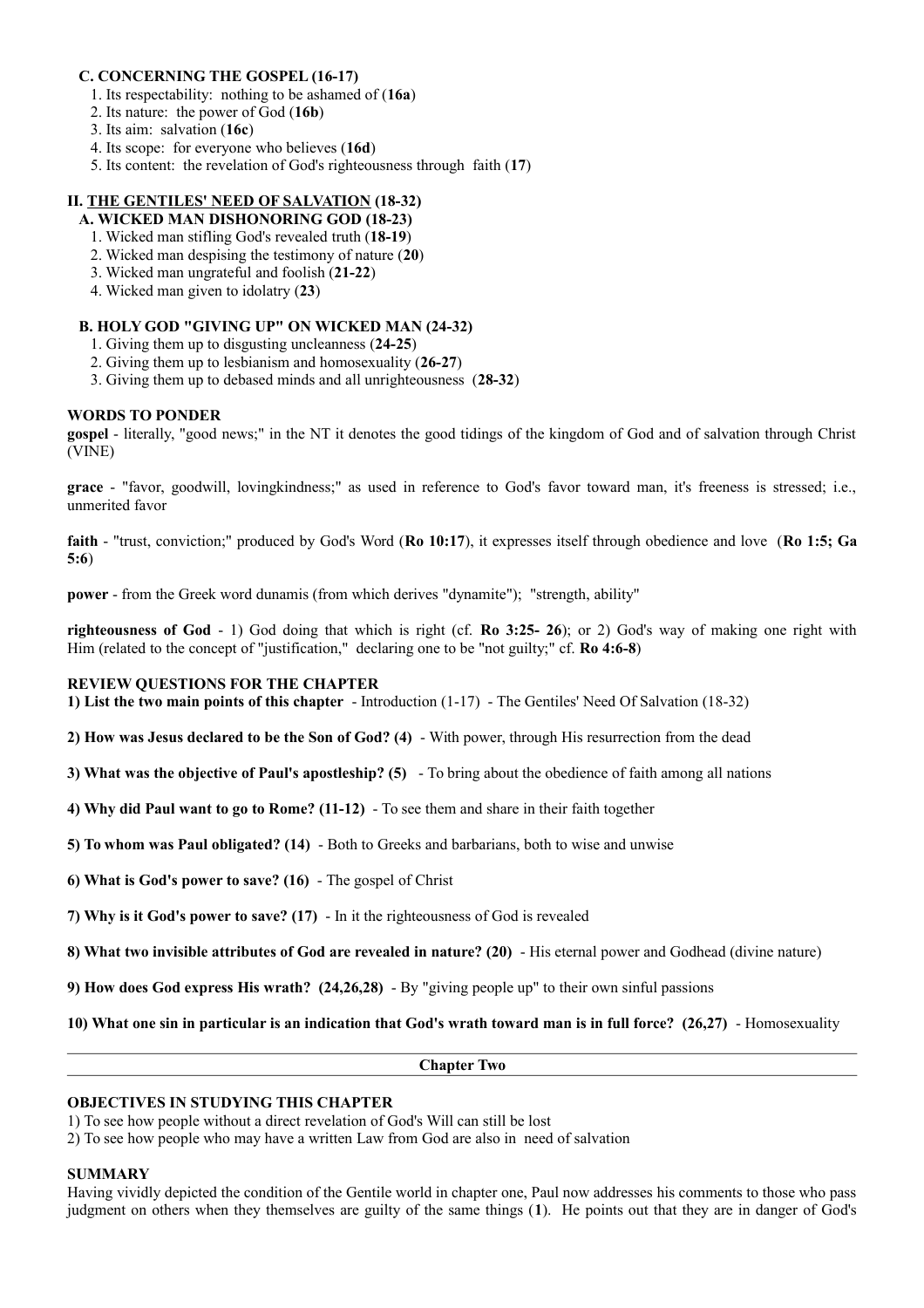### C. CONCERNING THE GOSPEL (16-17)

1. Its respectability: nothing to be ashamed of (**16a**)
2. Its nature: the power of God (**16b**)
3. Its aim: salvation (**16c**)
4. Its scope: for everyone who believes (**16d**)
5. Its content: the revelation of God's righteousness through faith (**17**)

## II. THE GENTILES' NEED OF SALVATION (18-32)

### A. WICKED MAN DISHONORING GOD (18-23)

1. Wicked man stifling God's revealed truth (**18-19**)
2. Wicked man despising the testimony of nature (**20**)
3. Wicked man ungrateful and foolish (**21-22**)
4. Wicked man given to idolatry (**23**)

### B. HOLY GOD "GIVING UP" ON WICKED MAN (24-32)

1. Giving them up to disgusting uncleanness (**24-25**)
2. Giving them up to lesbianism and homosexuality (**26-27**)
3. Giving them up to debased minds and all unrighteousness (**28-32**)

### WORDS TO PONDER

**gospel** - literally, "good news;" in the NT it denotes the good tidings of the kingdom of God and of salvation through Christ (VINE)

**grace** - "favor, goodwill, lovingkindness;" as used in reference to God's favor toward man, it's freeness is stressed; i.e., unmerited favor

**faith** - "trust, conviction;" produced by God's Word (**Ro 10:17**), it expresses itself through obedience and love (**Ro 1:5; Ga 5:6**)

**power** - from the Greek word dunamis (from which derives "dynamite"); "strength, ability"

**righteousness of God** - 1) God doing that which is right (cf. **Ro 3:25- 26**); or 2) God's way of making one right with Him (related to the concept of "justification," declaring one to be "not guilty;" cf. **Ro 4:6-8**)

### REVIEW QUESTIONS FOR THE CHAPTER

**1) List the two main points of this chapter** - Introduction (1-17) - The Gentiles' Need Of Salvation (18-32)

**2) How was Jesus declared to be the Son of God? (4)** - With power, through His resurrection from the dead

**3) What was the objective of Paul's apostleship? (5)** - To bring about the obedience of faith among all nations

**4) Why did Paul want to go to Rome? (11-12)** - To see them and share in their faith together

**5) To whom was Paul obligated? (14)** - Both to Greeks and barbarians, both to wise and unwise

**6) What is God's power to save? (16)** - The gospel of Christ

**7) Why is it God's power to save? (17)** - In it the righteousness of God is revealed

**8) What two invisible attributes of God are revealed in nature? (20)** - His eternal power and Godhead (divine nature)

**9) How does God express His wrath? (24,26,28)** - By "giving people up" to their own sinful passions

**10) What one sin in particular is an indication that God's wrath toward man is in full force? (26,27)** - Homosexuality

---

## Chapter Two

---

### OBJECTIVES IN STUDYING THIS CHAPTER

1) To see how people without a direct revelation of God's Will can still be lost
2) To see how people who may have a written Law from God are also in need of salvation

### SUMMARY

Having vividly depicted the condition of the Gentile world in chapter one, Paul now addresses his comments to those who pass judgment on others when they themselves are guilty of the same things (**1**). He points out that they are in danger of God's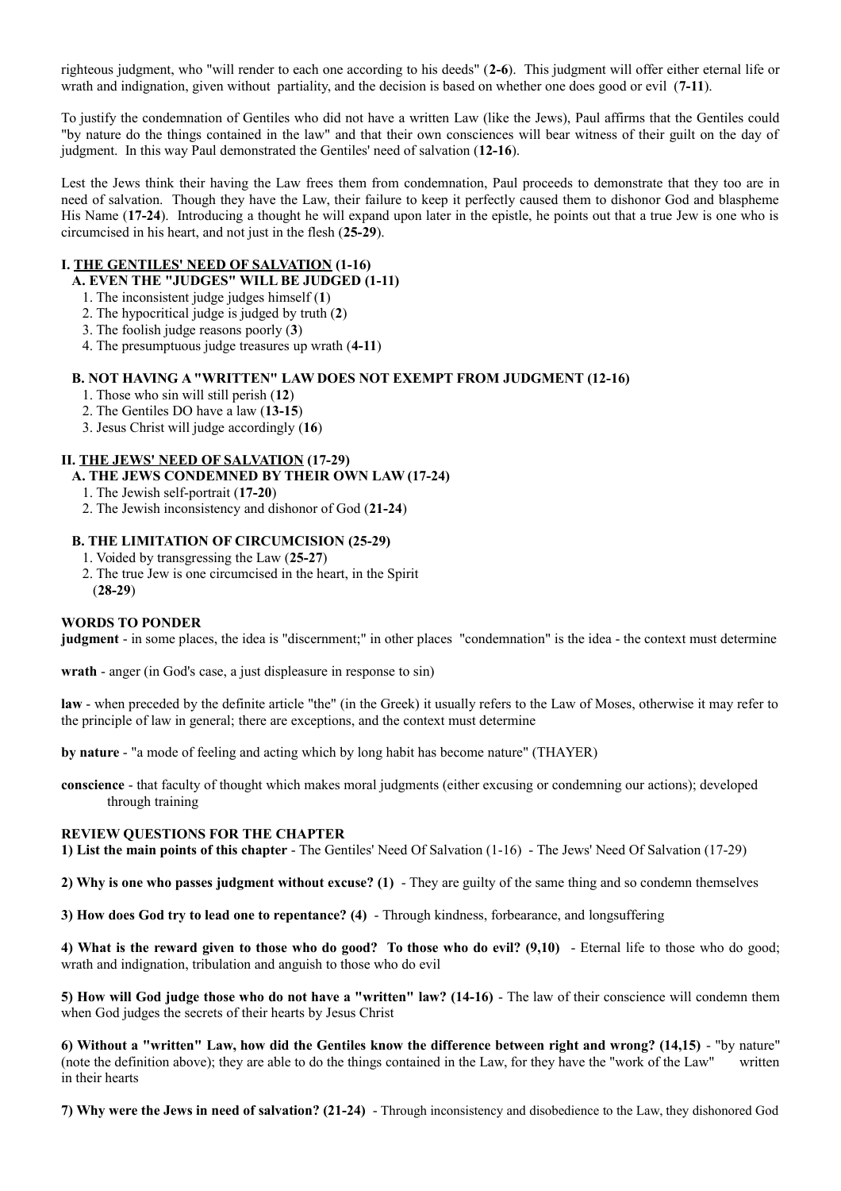righteous judgment, who "will render to each one according to his deeds" (**2-6**). This judgment will offer either eternal life or wrath and indignation, given without partiality, and the decision is based on whether one does good or evil (**7-11**).

To justify the condemnation of Gentiles who did not have a written Law (like the Jews), Paul affirms that the Gentiles could "by nature do the things contained in the law" and that their own consciences will bear witness of their guilt on the day of judgment. In this way Paul demonstrated the Gentiles' need of salvation (**12-16**).

Lest the Jews think their having the Law frees them from condemnation, Paul proceeds to demonstrate that they too are in need of salvation. Though they have the Law, their failure to keep it perfectly caused them to dishonor God and blaspheme His Name (**17-24**). Introducing a thought he will expand upon later in the epistle, he points out that a true Jew is one who is circumcised in his heart, and not just in the flesh (**25-29**).

**I. <u>THE GENTILES' NEED OF SALVATION</u> (1-16)**

**A. EVEN THE "JUDGES" WILL BE JUDGED (1-11)**

1. The inconsistent judge judges himself (**1**)
2. The hypocritical judge is judged by truth (**2**)
3. The foolish judge reasons poorly (**3**)
4. The presumptuous judge treasures up wrath (**4-11**)

**B. NOT HAVING A "WRITTEN" LAW DOES NOT EXEMPT FROM JUDGMENT (12-16)**

1. Those who sin will still perish (**12**)
2. The Gentiles DO have a law (**13-15**)
3. Jesus Christ will judge accordingly (**16**)

**II. <u>THE JEWS' NEED OF SALVATION</u> (17-29)**

**A. THE JEWS CONDEMNED BY THEIR OWN LAW (17-24)**

1. The Jewish self-portrait (**17-20**)
2. The Jewish inconsistency and dishonor of God (**21-24**)

**B. THE LIMITATION OF CIRCUMCISION (25-29)**

1. Voided by transgressing the Law (**25-27**)
2. The true Jew is one circumcised in the heart, in the Spirit (**28-29**)

**WORDS TO PONDER**

**judgment** - in some places, the idea is "discernment;" in other places "condemnation" is the idea - the context must determine

**wrath** - anger (in God's case, a just displeasure in response to sin)

**law** - when preceded by the definite article "the" (in the Greek) it usually refers to the Law of Moses, otherwise it may refer to the principle of law in general; there are exceptions, and the context must determine

**by nature** - "a mode of feeling and acting which by long habit has become nature" (THAYER)

**conscience** - that faculty of thought which makes moral judgments (either excusing or condemning our actions); developed through training

**REVIEW QUESTIONS FOR THE CHAPTER**

**1) List the main points of this chapter** - The Gentiles' Need Of Salvation (1-16) - The Jews' Need Of Salvation (17-29)

**2) Why is one who passes judgment without excuse? (1)** - They are guilty of the same thing and so condemn themselves

**3) How does God try to lead one to repentance? (4)** - Through kindness, forbearance, and longsuffering

**4) What is the reward given to those who do good? To those who do evil? (9,10)** - Eternal life to those who do good; wrath and indignation, tribulation and anguish to those who do evil

**5) How will God judge those who do not have a "written" law? (14-16)** - The law of their conscience will condemn them when God judges the secrets of their hearts by Jesus Christ

**6) Without a "written" Law, how did the Gentiles know the difference between right and wrong? (14,15)** - "by nature" (note the definition above); they are able to do the things contained in the Law, for they have the "work of the Law" written in their hearts

**7) Why were the Jews in need of salvation? (21-24)** - Through inconsistency and disobedience to the Law, they dishonored God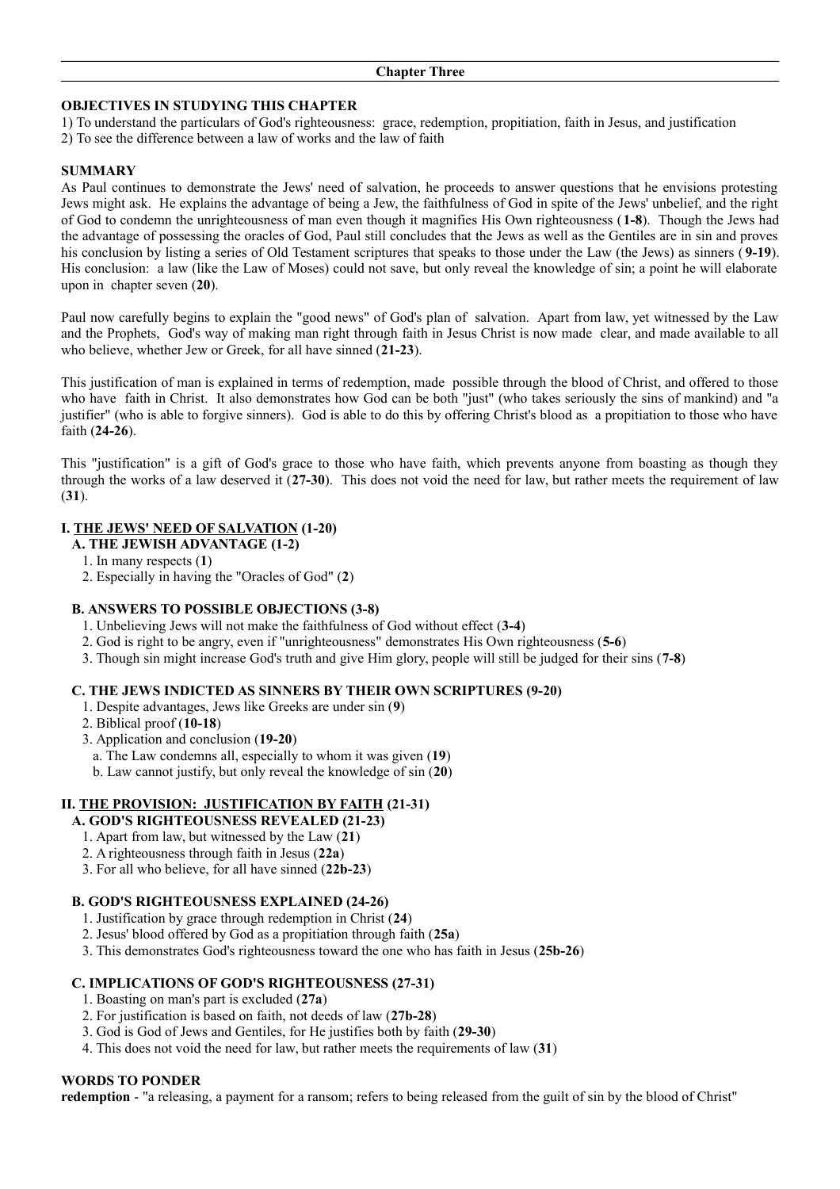## Chapter Three

**OBJECTIVES IN STUDYING THIS CHAPTER**

1) To understand the particulars of God's righteousness: grace, redemption, propitiation, faith in Jesus, and justification
2) To see the difference between a law of works and the law of faith

**SUMMARY**

As Paul continues to demonstrate the Jews' need of salvation, he proceeds to answer questions that he envisions protesting Jews might ask. He explains the advantage of being a Jew, the faithfulness of God in spite of the Jews' unbelief, and the right of God to condemn the unrighteousness of man even though it magnifies His Own righteousness (**1-8**). Though the Jews had the advantage of possessing the oracles of God, Paul still concludes that the Jews as well as the Gentiles are in sin and proves his conclusion by listing a series of Old Testament scriptures that speaks to those under the Law (the Jews) as sinners (**9-19**). His conclusion: a law (like the Law of Moses) could not save, but only reveal the knowledge of sin; a point he will elaborate upon in chapter seven (**20**).

Paul now carefully begins to explain the "good news" of God's plan of salvation. Apart from law, yet witnessed by the Law and the Prophets, God's way of making man right through faith in Jesus Christ is now made clear, and made available to all who believe, whether Jew or Greek, for all have sinned (**21-23**).

This justification of man is explained in terms of redemption, made possible through the blood of Christ, and offered to those who have faith in Christ. It also demonstrates how God can be both "just" (who takes seriously the sins of mankind) and "a justifier" (who is able to forgive sinners). God is able to do this by offering Christ's blood as a propitiation to those who have faith (**24-26**).

This "justification" is a gift of God's grace to those who have faith, which prevents anyone from boasting as though they through the works of a law deserved it (**27-30**). This does not void the need for law, but rather meets the requirement of law (**31**).

**I. <u>THE JEWS' NEED OF SALVATION</u> (1-20)**

**A. THE JEWISH ADVANTAGE (1-2)**

1. In many respects (**1**)
2. Especially in having the "Oracles of God" (**2**)

**B. ANSWERS TO POSSIBLE OBJECTIONS (3-8)**

1. Unbelieving Jews will not make the faithfulness of God without effect (**3-4**)
2. God is right to be angry, even if "unrighteousness" demonstrates His Own righteousness (**5-6**)
3. Though sin might increase God's truth and give Him glory, people will still be judged for their sins (**7-8**)

**C. THE JEWS INDICTED AS SINNERS BY THEIR OWN SCRIPTURES (9-20)**

1. Despite advantages, Jews like Greeks are under sin (**9**)
2. Biblical proof (**10-18**)
3. Application and conclusion (**19-20**)
   a. The Law condemns all, especially to whom it was given (**19**)
   b. Law cannot justify, but only reveal the knowledge of sin (**20**)

**II. <u>THE PROVISION: JUSTIFICATION BY FAITH</u> (21-31)**

**A. GOD'S RIGHTEOUSNESS REVEALED (21-23)**

1. Apart from law, but witnessed by the Law (**21**)
2. A righteousness through faith in Jesus (**22a**)
3. For all who believe, for all have sinned (**22b-23**)

**B. GOD'S RIGHTEOUSNESS EXPLAINED (24-26)**

1. Justification by grace through redemption in Christ (**24**)
2. Jesus' blood offered by God as a propitiation through faith (**25a**)
3. This demonstrates God's righteousness toward the one who has faith in Jesus (**25b-26**)

**C. IMPLICATIONS OF GOD'S RIGHTEOUSNESS (27-31)**

1. Boasting on man's part is excluded (**27a**)
2. For justification is based on faith, not deeds of law (**27b-28**)
3. God is God of Jews and Gentiles, for He justifies both by faith (**29-30**)
4. This does not void the need for law, but rather meets the requirements of law (**31**)

**WORDS TO PONDER**

**redemption** - "a releasing, a payment for a ransom; refers to being released from the guilt of sin by the blood of Christ"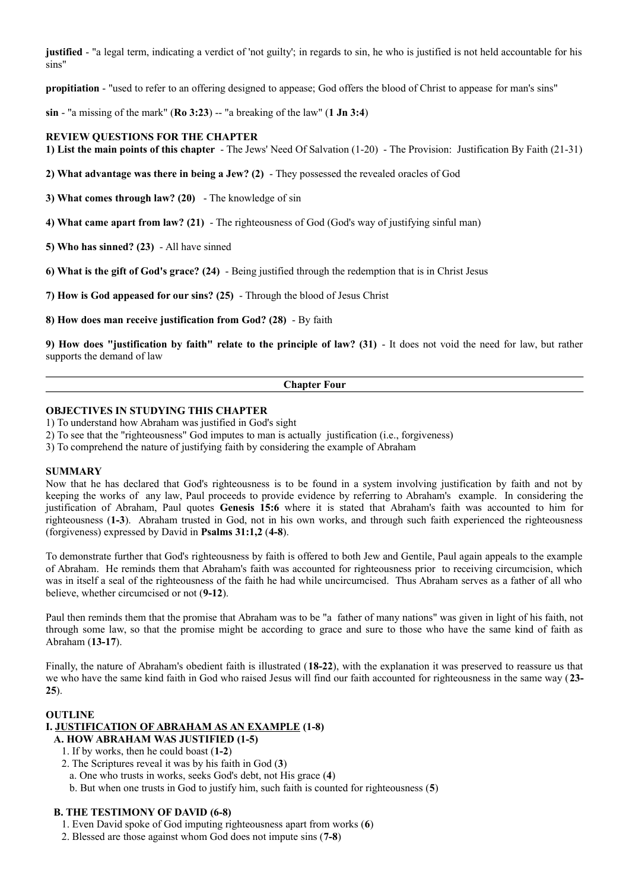**justified** - "a legal term, indicating a verdict of 'not guilty'; in regards to sin, he who is justified is not held accountable for his sins"

**propitiation** - "used to refer to an offering designed to appease; God offers the blood of Christ to appease for man's sins"

**sin** - "a missing of the mark" (**Ro 3:23**) -- "a breaking of the law" (**1 Jn 3:4**)

**REVIEW QUESTIONS FOR THE CHAPTER**

**1) List the main points of this chapter** - The Jews' Need Of Salvation (1-20) - The Provision: Justification By Faith (21-31)

**2) What advantage was there in being a Jew? (2)** - They possessed the revealed oracles of God

**3) What comes through law? (20)** - The knowledge of sin

**4) What came apart from law? (21)** - The righteousness of God (God's way of justifying sinful man)

**5) Who has sinned? (23)** - All have sinned

**6) What is the gift of God's grace? (24)** - Being justified through the redemption that is in Christ Jesus

**7) How is God appeased for our sins? (25)** - Through the blood of Jesus Christ

**8) How does man receive justification from God? (28)** - By faith

**9) How does "justification by faith" relate to the principle of law? (31)** - It does not void the need for law, but rather supports the demand of law

---

## Chapter Four

---

**OBJECTIVES IN STUDYING THIS CHAPTER**

1) To understand how Abraham was justified in God's sight
2) To see that the "righteousness" God imputes to man is actually justification (i.e., forgiveness)
3) To comprehend the nature of justifying faith by considering the example of Abraham

**SUMMARY**

Now that he has declared that God's righteousness is to be found in a system involving justification by faith and not by keeping the works of any law, Paul proceeds to provide evidence by referring to Abraham's example. In considering the justification of Abraham, Paul quotes **Genesis 15:6** where it is stated that Abraham's faith was accounted to him for righteousness (**1-3**). Abraham trusted in God, not in his own works, and through such faith experienced the righteousness (forgiveness) expressed by David in **Psalms 31:1,2** (**4-8**).

To demonstrate further that God's righteousness by faith is offered to both Jew and Gentile, Paul again appeals to the example of Abraham. He reminds them that Abraham's faith was accounted for righteousness prior to receiving circumcision, which was in itself a seal of the righteousness of the faith he had while uncircumcised. Thus Abraham serves as a father of all who believe, whether circumcised or not (**9-12**).

Paul then reminds them that the promise that Abraham was to be "a father of many nations" was given in light of his faith, not through some law, so that the promise might be according to grace and sure to those who have the same kind of faith as Abraham (**13-17**).

Finally, the nature of Abraham's obedient faith is illustrated (**18-22**), with the explanation it was preserved to reassure us that we who have the same kind faith in God who raised Jesus will find our faith accounted for righteousness in the same way (**23-25**).

**OUTLINE**

**I. <u>JUSTIFICATION OF ABRAHAM AS AN EXAMPLE</u> (1-8)**

- **A. HOW ABRAHAM WAS JUSTIFIED (1-5)**
  1. If by works, then he could boast (**1-2**)
  2. The Scriptures reveal it was by his faith in God (**3**)
     a. One who trusts in works, seeks God's debt, not His grace (**4**)
     b. But when one trusts in God to justify him, such faith is counted for righteousness (**5**)

- **B. THE TESTIMONY OF DAVID (6-8)**
  1. Even David spoke of God imputing righteousness apart from works (**6**)
  2. Blessed are those against whom God does not impute sins (**7-8**)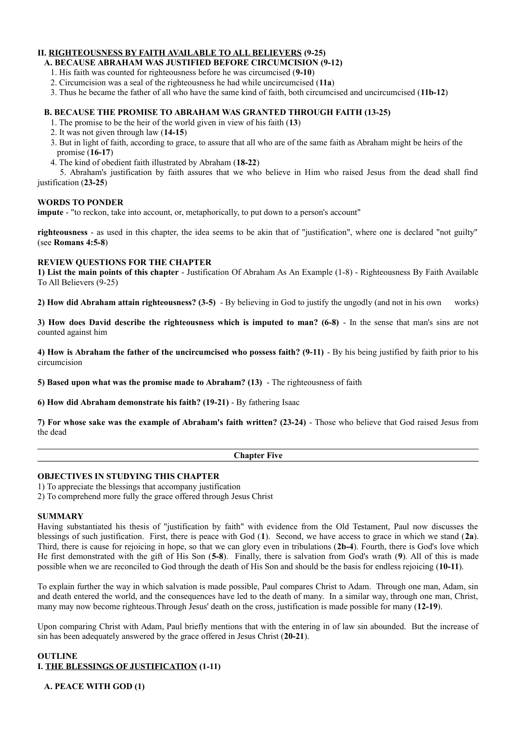**II. <u>RIGHTEOUSNESS BY FAITH AVAILABLE TO ALL BELIEVERS</u> (9-25)**

**A. BECAUSE ABRAHAM WAS JUSTIFIED BEFORE CIRCUMCISION (9-12)**

1. His faith was counted for righteousness before he was circumcised (**9-10**)
2. Circumcision was a seal of the righteousness he had while uncircumcised (**11a**)
3. Thus he became the father of all who have the same kind of faith, both circumcised and uncircumcised (**11b-12**)

**B. BECAUSE THE PROMISE TO ABRAHAM WAS GRANTED THROUGH FAITH (13-25)**

1. The promise to be the heir of the world given in view of his faith (**13**)
2. It was not given through law (**14-15**)
3. But in light of faith, according to grace, to assure that all who are of the same faith as Abraham might be heirs of the promise (**16-17**)
4. The kind of obedient faith illustrated by Abraham (**18-22**)
5. Abraham's justification by faith assures that we who believe in Him who raised Jesus from the dead shall find justification (**23-25**)

**WORDS TO PONDER**

**impute** - "to reckon, take into account, or, metaphorically, to put down to a person's account"

**righteousness** - as used in this chapter, the idea seems to be akin that of "justification", where one is declared "not guilty" (see **Romans 4:5-8**)

**REVIEW QUESTIONS FOR THE CHAPTER**

**1) List the main points of this chapter** - Justification Of Abraham As An Example (1-8) - Righteousness By Faith Available To All Believers (9-25)

**2) How did Abraham attain righteousness? (3-5)** - By believing in God to justify the ungodly (and not in his own works)

**3) How does David describe the righteousness which is imputed to man? (6-8)** - In the sense that man's sins are not counted against him

**4) How is Abraham the father of the uncircumcised who possess faith? (9-11)** - By his being justified by faith prior to his circumcision

**5) Based upon what was the promise made to Abraham? (13)** - The righteousness of faith

**6) How did Abraham demonstrate his faith? (19-21)** - By fathering Isaac

**7) For whose sake was the example of Abraham's faith written? (23-24)** - Those who believe that God raised Jesus from the dead

---

## Chapter Five

---

**OBJECTIVES IN STUDYING THIS CHAPTER**

1) To appreciate the blessings that accompany justification
2) To comprehend more fully the grace offered through Jesus Christ

**SUMMARY**

Having substantiated his thesis of "justification by faith" with evidence from the Old Testament, Paul now discusses the blessings of such justification. First, there is peace with God (**1**). Second, we have access to grace in which we stand (**2a**). Third, there is cause for rejoicing in hope, so that we can glory even in tribulations (**2b-4**). Fourth, there is God's love which He first demonstrated with the gift of His Son (**5-8**). Finally, there is salvation from God's wrath (**9**). All of this is made possible when we are reconciled to God through the death of His Son and should be the basis for endless rejoicing (**10-11**).

To explain further the way in which salvation is made possible, Paul compares Christ to Adam. Through one man, Adam, sin and death entered the world, and the consequences have led to the death of many. In a similar way, through one man, Christ, many may now become righteous.Through Jesus' death on the cross, justification is made possible for many (**12-19**).

Upon comparing Christ with Adam, Paul briefly mentions that with the entering in of law sin abounded. But the increase of sin has been adequately answered by the grace offered in Jesus Christ (**20-21**).

**OUTLINE**

**I. <u>THE BLESSINGS OF JUSTIFICATION</u> (1-11)**

**A. PEACE WITH GOD (1)**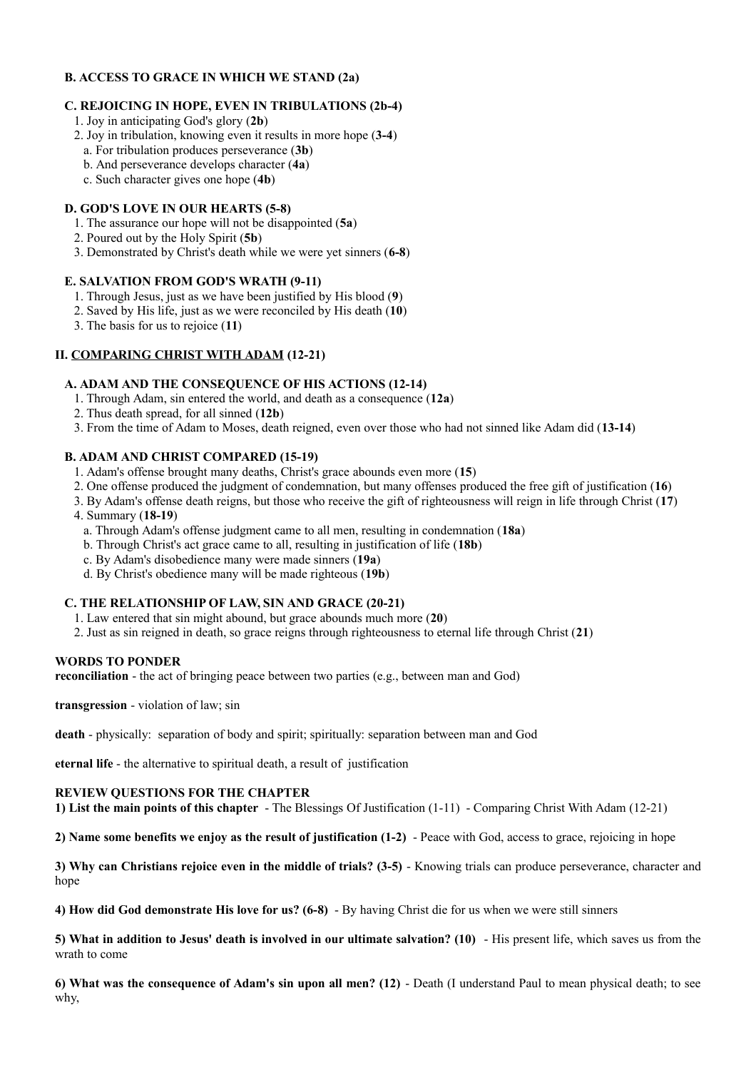### B. ACCESS TO GRACE IN WHICH WE STAND (2a)

### C. REJOICING IN HOPE, EVEN IN TRIBULATIONS (2b-4)

1. Joy in anticipating God's glory (**2b**)
2. Joy in tribulation, knowing even it results in more hope (**3-4**)
   a. For tribulation produces perseverance (**3b**)
   b. And perseverance develops character (**4a**)
   c. Such character gives one hope (**4b**)

### D. GOD'S LOVE IN OUR HEARTS (5-8)

1. The assurance our hope will not be disappointed (**5a**)
2. Poured out by the Holy Spirit (**5b**)
3. Demonstrated by Christ's death while we were yet sinners (**6-8**)

### E. SALVATION FROM GOD'S WRATH (9-11)

1. Through Jesus, just as we have been justified by His blood (**9**)
2. Saved by His life, just as we were reconciled by His death (**10**)
3. The basis for us to rejoice (**11**)

## II. COMPARING CHRIST WITH ADAM (12-21)

### A. ADAM AND THE CONSEQUENCE OF HIS ACTIONS (12-14)

1. Through Adam, sin entered the world, and death as a consequence (**12a**)
2. Thus death spread, for all sinned (**12b**)
3. From the time of Adam to Moses, death reigned, even over those who had not sinned like Adam did (**13-14**)

### B. ADAM AND CHRIST COMPARED (15-19)

1. Adam's offense brought many deaths, Christ's grace abounds even more (**15**)
2. One offense produced the judgment of condemnation, but many offenses produced the free gift of justification (**16**)
3. By Adam's offense death reigns, but those who receive the gift of righteousness will reign in life through Christ (**17**)
4. Summary (**18-19**)
   a. Through Adam's offense judgment came to all men, resulting in condemnation (**18a**)
   b. Through Christ's act grace came to all, resulting in justification of life (**18b**)
   c. By Adam's disobedience many were made sinners (**19a**)
   d. By Christ's obedience many will be made righteous (**19b**)

### C. THE RELATIONSHIP OF LAW, SIN AND GRACE (20-21)

1. Law entered that sin might abound, but grace abounds much more (**20**)
2. Just as sin reigned in death, so grace reigns through righteousness to eternal life through Christ (**21**)

**WORDS TO PONDER**

**reconciliation** - the act of bringing peace between two parties (e.g., between man and God)

**transgression** - violation of law; sin

**death** - physically: separation of body and spirit; spiritually: separation between man and God

**eternal life** - the alternative to spiritual death, a result of justification

**REVIEW QUESTIONS FOR THE CHAPTER**

**1) List the main points of this chapter** - The Blessings Of Justification (1-11) - Comparing Christ With Adam (12-21)

**2) Name some benefits we enjoy as the result of justification (1-2)** - Peace with God, access to grace, rejoicing in hope

**3) Why can Christians rejoice even in the middle of trials? (3-5)** - Knowing trials can produce perseverance, character and hope

**4) How did God demonstrate His love for us? (6-8)** - By having Christ die for us when we were still sinners

**5) What in addition to Jesus' death is involved in our ultimate salvation? (10)** - His present life, which saves us from the wrath to come

**6) What was the consequence of Adam's sin upon all men? (12)** - Death (I understand Paul to mean physical death; to see why,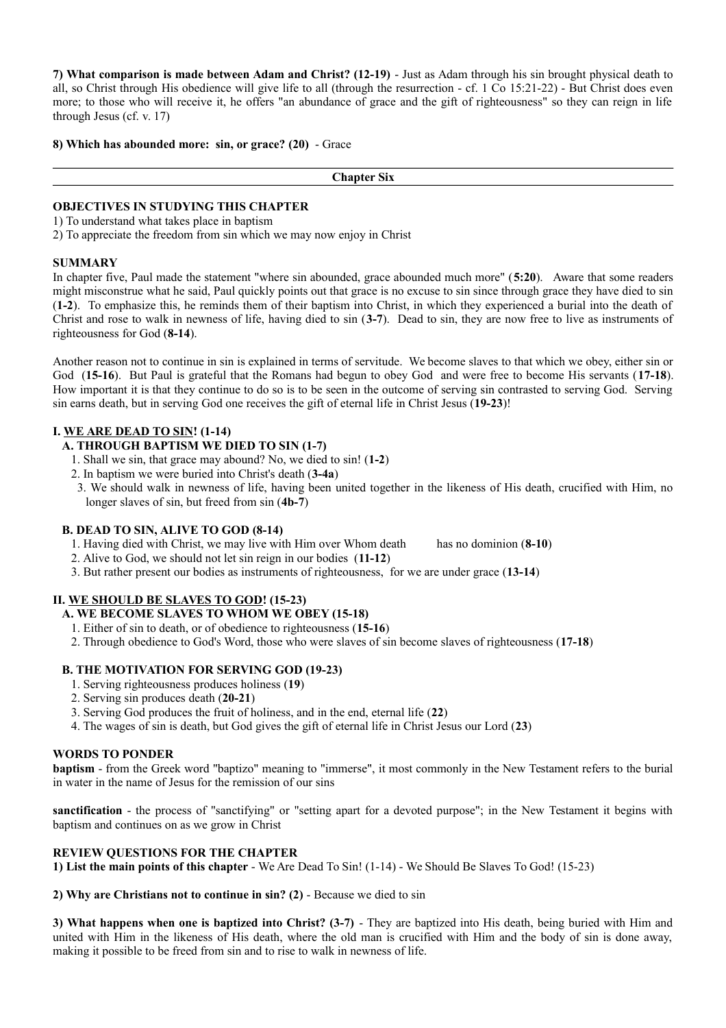**7) What comparison is made between Adam and Christ? (12-19)** - Just as Adam through his sin brought physical death to all, so Christ through His obedience will give life to all (through the resurrection - cf. 1 Co 15:21-22) - But Christ does even more; to those who will receive it, he offers "an abundance of grace and the gift of righteousness" so they can reign in life through Jesus (cf. v. 17)

**8) Which has abounded more: sin, or grace? (20)** - Grace

---

## Chapter Six

---

### OBJECTIVES IN STUDYING THIS CHAPTER

1) To understand what takes place in baptism
2) To appreciate the freedom from sin which we may now enjoy in Christ

### SUMMARY

In chapter five, Paul made the statement "where sin abounded, grace abounded much more" (**5:20**). Aware that some readers might misconstrue what he said, Paul quickly points out that grace is no excuse to sin since through grace they have died to sin (**1-2**). To emphasize this, he reminds them of their baptism into Christ, in which they experienced a burial into the death of Christ and rose to walk in newness of life, having died to sin (**3-7**). Dead to sin, they are now free to live as instruments of righteousness for God (**8-14**).

Another reason not to continue in sin is explained in terms of servitude. We become slaves to that which we obey, either sin or God (**15-16**). But Paul is grateful that the Romans had begun to obey God and were free to become His servants (**17-18**). How important it is that they continue to do so is to be seen in the outcome of serving sin contrasted to serving God. Serving sin earns death, but in serving God one receives the gift of eternal life in Christ Jesus (**19-23**)!

**I. <u>WE ARE DEAD TO SIN</u>! (1-14)**

**A. THROUGH BAPTISM WE DIED TO SIN (1-7)**

1. Shall we sin, that grace may abound? No, we died to sin! (**1-2**)
2. In baptism we were buried into Christ's death (**3-4a**)
3. We should walk in newness of life, having been united together in the likeness of His death, crucified with Him, no longer slaves of sin, but freed from sin (**4b-7**)

**B. DEAD TO SIN, ALIVE TO GOD (8-14)**

1. Having died with Christ, we may live with Him over Whom death has no dominion (**8-10**)
2. Alive to God, we should not let sin reign in our bodies (**11-12**)
3. But rather present our bodies as instruments of righteousness, for we are under grace (**13-14**)

**II. <u>WE SHOULD BE SLAVES TO GOD</u>! (15-23)**

**A. WE BECOME SLAVES TO WHOM WE OBEY (15-18)**

1. Either of sin to death, or of obedience to righteousness (**15-16**)
2. Through obedience to God's Word, those who were slaves of sin become slaves of righteousness (**17-18**)

**B. THE MOTIVATION FOR SERVING GOD (19-23)**

1. Serving righteousness produces holiness (**19**)
2. Serving sin produces death (**20-21**)
3. Serving God produces the fruit of holiness, and in the end, eternal life (**22**)
4. The wages of sin is death, but God gives the gift of eternal life in Christ Jesus our Lord (**23**)

### WORDS TO PONDER

**baptism** - from the Greek word "baptizo" meaning to "immerse", it most commonly in the New Testament refers to the burial in water in the name of Jesus for the remission of our sins

**sanctification** - the process of "sanctifying" or "setting apart for a devoted purpose"; in the New Testament it begins with baptism and continues on as we grow in Christ

### REVIEW QUESTIONS FOR THE CHAPTER

**1) List the main points of this chapter** - We Are Dead To Sin! (1-14) - We Should Be Slaves To God! (15-23)

**2) Why are Christians not to continue in sin? (2)** - Because we died to sin

**3) What happens when one is baptized into Christ? (3-7)** - They are baptized into His death, being buried with Him and united with Him in the likeness of His death, where the old man is crucified with Him and the body of sin is done away, making it possible to be freed from sin and to rise to walk in newness of life.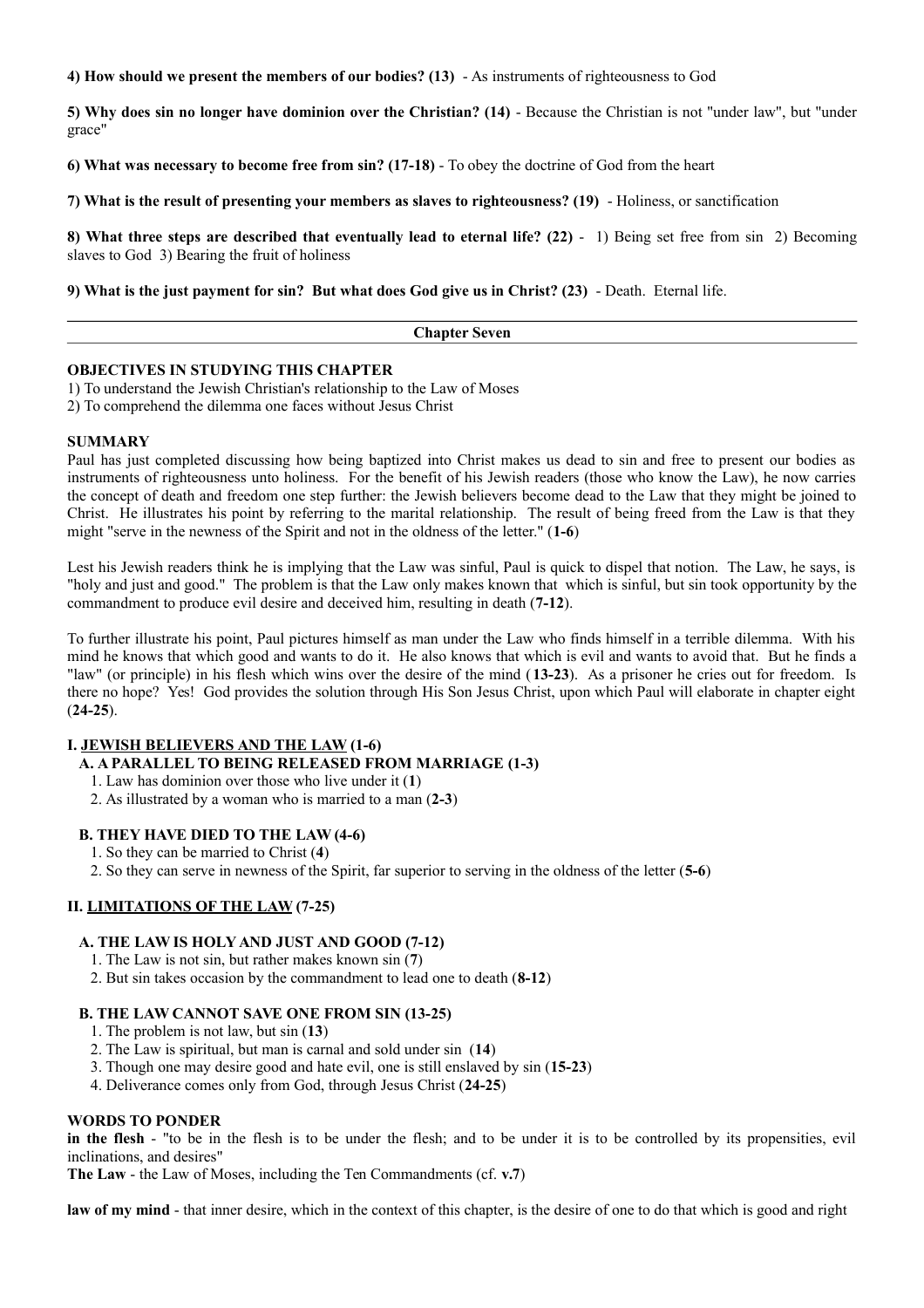**4) How should we present the members of our bodies? (13)** - As instruments of righteousness to God

**5) Why does sin no longer have dominion over the Christian? (14)** - Because the Christian is not "under law", but "under grace"

**6) What was necessary to become free from sin? (17-18)** - To obey the doctrine of God from the heart

**7) What is the result of presenting your members as slaves to righteousness? (19)** - Holiness, or sanctification

**8) What three steps are described that eventually lead to eternal life? (22)** - 1) Being set free from sin 2) Becoming slaves to God 3) Bearing the fruit of holiness

**9) What is the just payment for sin? But what does God give us in Christ? (23)** - Death. Eternal life.

---

## Chapter Seven

---

**OBJECTIVES IN STUDYING THIS CHAPTER**

1) To understand the Jewish Christian's relationship to the Law of Moses
2) To comprehend the dilemma one faces without Jesus Christ

**SUMMARY**

Paul has just completed discussing how being baptized into Christ makes us dead to sin and free to present our bodies as instruments of righteousness unto holiness. For the benefit of his Jewish readers (those who know the Law), he now carries the concept of death and freedom one step further: the Jewish believers become dead to the Law that they might be joined to Christ. He illustrates his point by referring to the marital relationship. The result of being freed from the Law is that they might "serve in the newness of the Spirit and not in the oldness of the letter." (**1-6**)

Lest his Jewish readers think he is implying that the Law was sinful, Paul is quick to dispel that notion. The Law, he says, is "holy and just and good." The problem is that the Law only makes known that which is sinful, but sin took opportunity by the commandment to produce evil desire and deceived him, resulting in death (**7-12**).

To further illustrate his point, Paul pictures himself as man under the Law who finds himself in a terrible dilemma. With his mind he knows that which good and wants to do it. He also knows that which is evil and wants to avoid that. But he finds a "law" (or principle) in his flesh which wins over the desire of the mind (**13-23**). As a prisoner he cries out for freedom. Is there no hope? Yes! God provides the solution through His Son Jesus Christ, upon which Paul will elaborate in chapter eight (**24-25**).

**I. <u>JEWISH BELIEVERS AND THE LAW</u> (1-6)**

**A. A PARALLEL TO BEING RELEASED FROM MARRIAGE (1-3)**

1. Law has dominion over those who live under it (**1**)
2. As illustrated by a woman who is married to a man (**2-3**)

**B. THEY HAVE DIED TO THE LAW (4-6)**

1. So they can be married to Christ (**4**)
2. So they can serve in newness of the Spirit, far superior to serving in the oldness of the letter (**5-6**)

**II. <u>LIMITATIONS OF THE LAW</u> (7-25)**

**A. THE LAW IS HOLY AND JUST AND GOOD (7-12)**

1. The Law is not sin, but rather makes known sin (**7**)
2. But sin takes occasion by the commandment to lead one to death (**8-12**)

**B. THE LAW CANNOT SAVE ONE FROM SIN (13-25)**

1. The problem is not law, but sin (**13**)
2. The Law is spiritual, but man is carnal and sold under sin (**14**)
3. Though one may desire good and hate evil, one is still enslaved by sin (**15-23**)
4. Deliverance comes only from God, through Jesus Christ (**24-25**)

**WORDS TO PONDER**

**in the flesh** - "to be in the flesh is to be under the flesh; and to be under it is to be controlled by its propensities, evil inclinations, and desires"
**The Law** - the Law of Moses, including the Ten Commandments (cf. **v.7**)

**law of my mind** - that inner desire, which in the context of this chapter, is the desire of one to do that which is good and right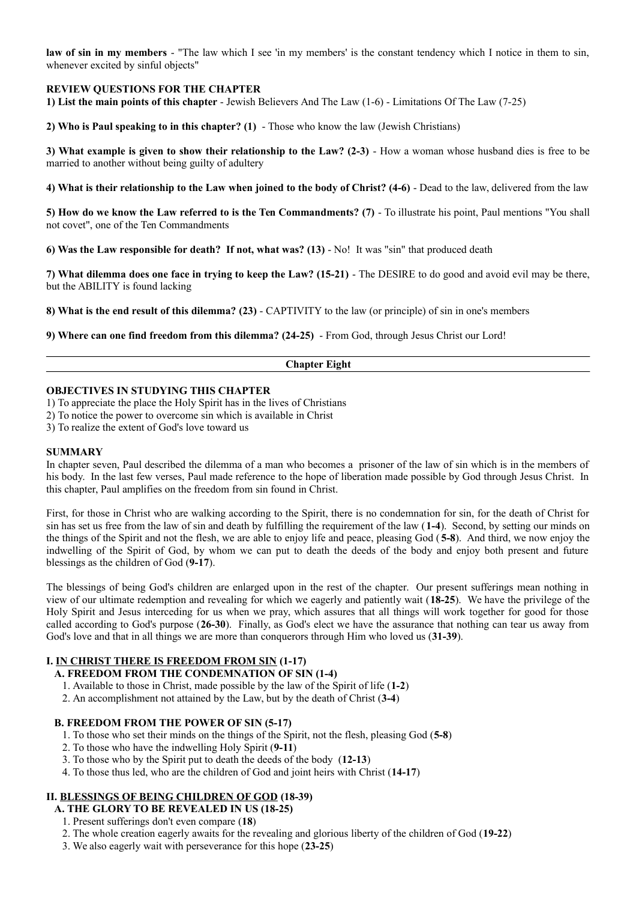**law of sin in my members** - "The law which I see 'in my members' is the constant tendency which I notice in them to sin, whenever excited by sinful objects"

**REVIEW QUESTIONS FOR THE CHAPTER**

**1) List the main points of this chapter** - Jewish Believers And The Law (1-6) - Limitations Of The Law (7-25)

**2) Who is Paul speaking to in this chapter? (1)** - Those who know the law (Jewish Christians)

**3) What example is given to show their relationship to the Law? (2-3)** - How a woman whose husband dies is free to be married to another without being guilty of adultery

**4) What is their relationship to the Law when joined to the body of Christ? (4-6)** - Dead to the law, delivered from the law

**5) How do we know the Law referred to is the Ten Commandments? (7)** - To illustrate his point, Paul mentions "You shall not covet", one of the Ten Commandments

**6) Was the Law responsible for death? If not, what was? (13)** - No! It was "sin" that produced death

**7) What dilemma does one face in trying to keep the Law? (15-21)** - The DESIRE to do good and avoid evil may be there, but the ABILITY is found lacking

**8) What is the end result of this dilemma? (23)** - CAPTIVITY to the law (or principle) of sin in one's members

**9) Where can one find freedom from this dilemma? (24-25)** - From God, through Jesus Christ our Lord!

---

## Chapter Eight

---

**OBJECTIVES IN STUDYING THIS CHAPTER**

1) To appreciate the place the Holy Spirit has in the lives of Christians
2) To notice the power to overcome sin which is available in Christ
3) To realize the extent of God's love toward us

**SUMMARY**

In chapter seven, Paul described the dilemma of a man who becomes a prisoner of the law of sin which is in the members of his body. In the last few verses, Paul made reference to the hope of liberation made possible by God through Jesus Christ. In this chapter, Paul amplifies on the freedom from sin found in Christ.

First, for those in Christ who are walking according to the Spirit, there is no condemnation for sin, for the death of Christ for sin has set us free from the law of sin and death by fulfilling the requirement of the law (**1-4**). Second, by setting our minds on the things of the Spirit and not the flesh, we are able to enjoy life and peace, pleasing God (**5-8**). And third, we now enjoy the indwelling of the Spirit of God, by whom we can put to death the deeds of the body and enjoy both present and future blessings as the children of God (**9-17**).

The blessings of being God's children are enlarged upon in the rest of the chapter. Our present sufferings mean nothing in view of our ultimate redemption and revealing for which we eagerly and patiently wait (**18-25**). We have the privilege of the Holy Spirit and Jesus interceding for us when we pray, which assures that all things will work together for good for those called according to God's purpose (**26-30**). Finally, as God's elect we have the assurance that nothing can tear us away from God's love and that in all things we are more than conquerors through Him who loved us (**31-39**).

**I. IN CHRIST THERE IS FREEDOM FROM SIN (1-17)**

**A. FREEDOM FROM THE CONDEMNATION OF SIN (1-4)**

1. Available to those in Christ, made possible by the law of the Spirit of life (**1-2**)
2. An accomplishment not attained by the Law, but by the death of Christ (**3-4**)

**B. FREEDOM FROM THE POWER OF SIN (5-17)**

1. To those who set their minds on the things of the Spirit, not the flesh, pleasing God (**5-8**)
2. To those who have the indwelling Holy Spirit (**9-11**)
3. To those who by the Spirit put to death the deeds of the body (**12-13**)
4. To those thus led, who are the children of God and joint heirs with Christ (**14-17**)

**II. BLESSINGS OF BEING CHILDREN OF GOD (18-39)**

**A. THE GLORY TO BE REVEALED IN US (18-25)**

1. Present sufferings don't even compare (**18**)
2. The whole creation eagerly awaits for the revealing and glorious liberty of the children of God (**19-22**)
3. We also eagerly wait with perseverance for this hope (**23-25**)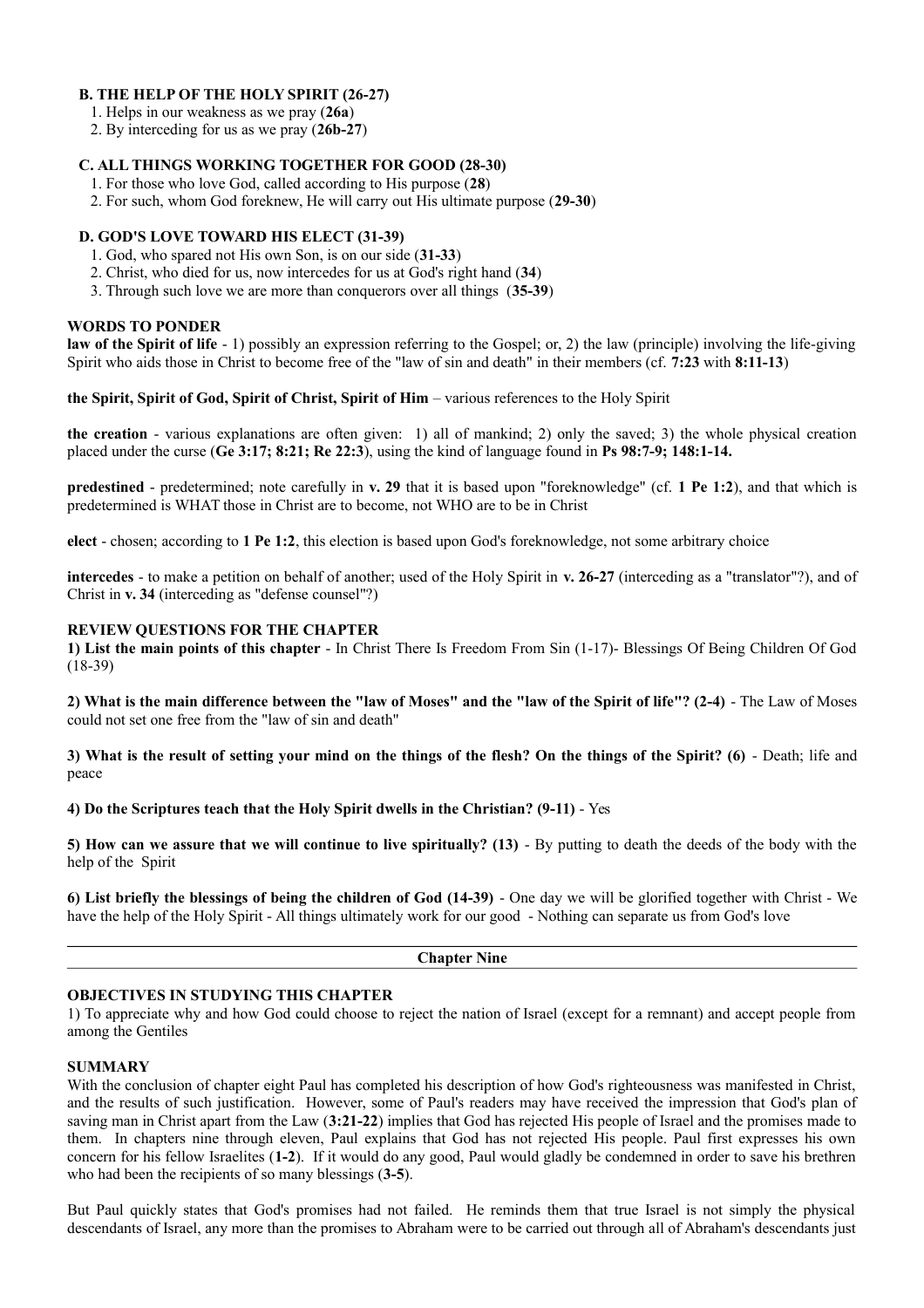### B. THE HELP OF THE HOLY SPIRIT (26-27)

1. Helps in our weakness as we pray (**26a**)
2. By interceding for us as we pray (**26b-27**)

### C. ALL THINGS WORKING TOGETHER FOR GOOD (28-30)

1. For those who love God, called according to His purpose (**28**)
2. For such, whom God foreknew, He will carry out His ultimate purpose (**29-30**)

### D. GOD'S LOVE TOWARD HIS ELECT (31-39)

1. God, who spared not His own Son, is on our side (**31-33**)
2. Christ, who died for us, now intercedes for us at God's right hand (**34**)
3. Through such love we are more than conquerors over all things (**35-39**)

## WORDS TO PONDER

**law of the Spirit of life** - 1) possibly an expression referring to the Gospel; or, 2) the law (principle) involving the life-giving Spirit who aids those in Christ to become free of the "law of sin and death" in their members (cf. **7:23** with **8:11-13**)

**the Spirit, Spirit of God, Spirit of Christ, Spirit of Him** – various references to the Holy Spirit

**the creation** - various explanations are often given: 1) all of mankind; 2) only the saved; 3) the whole physical creation placed under the curse (**Ge 3:17; 8:21; Re 22:3**), using the kind of language found in **Ps 98:7-9; 148:1-14.**

**predestined** - predetermined; note carefully in **v. 29** that it is based upon "foreknowledge" (cf. **1 Pe 1:2**), and that which is predetermined is WHAT those in Christ are to become, not WHO are to be in Christ

**elect** - chosen; according to **1 Pe 1:2**, this election is based upon God's foreknowledge, not some arbitrary choice

**intercedes** - to make a petition on behalf of another; used of the Holy Spirit in **v. 26-27** (interceding as a "translator"?), and of Christ in **v. 34** (interceding as "defense counsel"?)

## REVIEW QUESTIONS FOR THE CHAPTER

**1) List the main points of this chapter** - In Christ There Is Freedom From Sin (1-17)- Blessings Of Being Children Of God (18-39)

**2) What is the main difference between the "law of Moses" and the "law of the Spirit of life"? (2-4)** - The Law of Moses could not set one free from the "law of sin and death"

**3) What is the result of setting your mind on the things of the flesh? On the things of the Spirit? (6)** - Death; life and peace

**4) Do the Scriptures teach that the Holy Spirit dwells in the Christian? (9-11)** - Yes

**5) How can we assure that we will continue to live spiritually? (13)** - By putting to death the deeds of the body with the help of the Spirit

**6) List briefly the blessings of being the children of God (14-39)** - One day we will be glorified together with Christ - We have the help of the Holy Spirit - All things ultimately work for our good - Nothing can separate us from God's love

---

# Chapter Nine

## OBJECTIVES IN STUDYING THIS CHAPTER

1) To appreciate why and how God could choose to reject the nation of Israel (except for a remnant) and accept people from among the Gentiles

## SUMMARY

With the conclusion of chapter eight Paul has completed his description of how God's righteousness was manifested in Christ, and the results of such justification. However, some of Paul's readers may have received the impression that God's plan of saving man in Christ apart from the Law (**3:21-22**) implies that God has rejected His people of Israel and the promises made to them. In chapters nine through eleven, Paul explains that God has not rejected His people. Paul first expresses his own concern for his fellow Israelites (**1-2**). If it would do any good, Paul would gladly be condemned in order to save his brethren who had been the recipients of so many blessings (**3-5**).

But Paul quickly states that God's promises had not failed. He reminds them that true Israel is not simply the physical descendants of Israel, any more than the promises to Abraham were to be carried out through all of Abraham's descendants just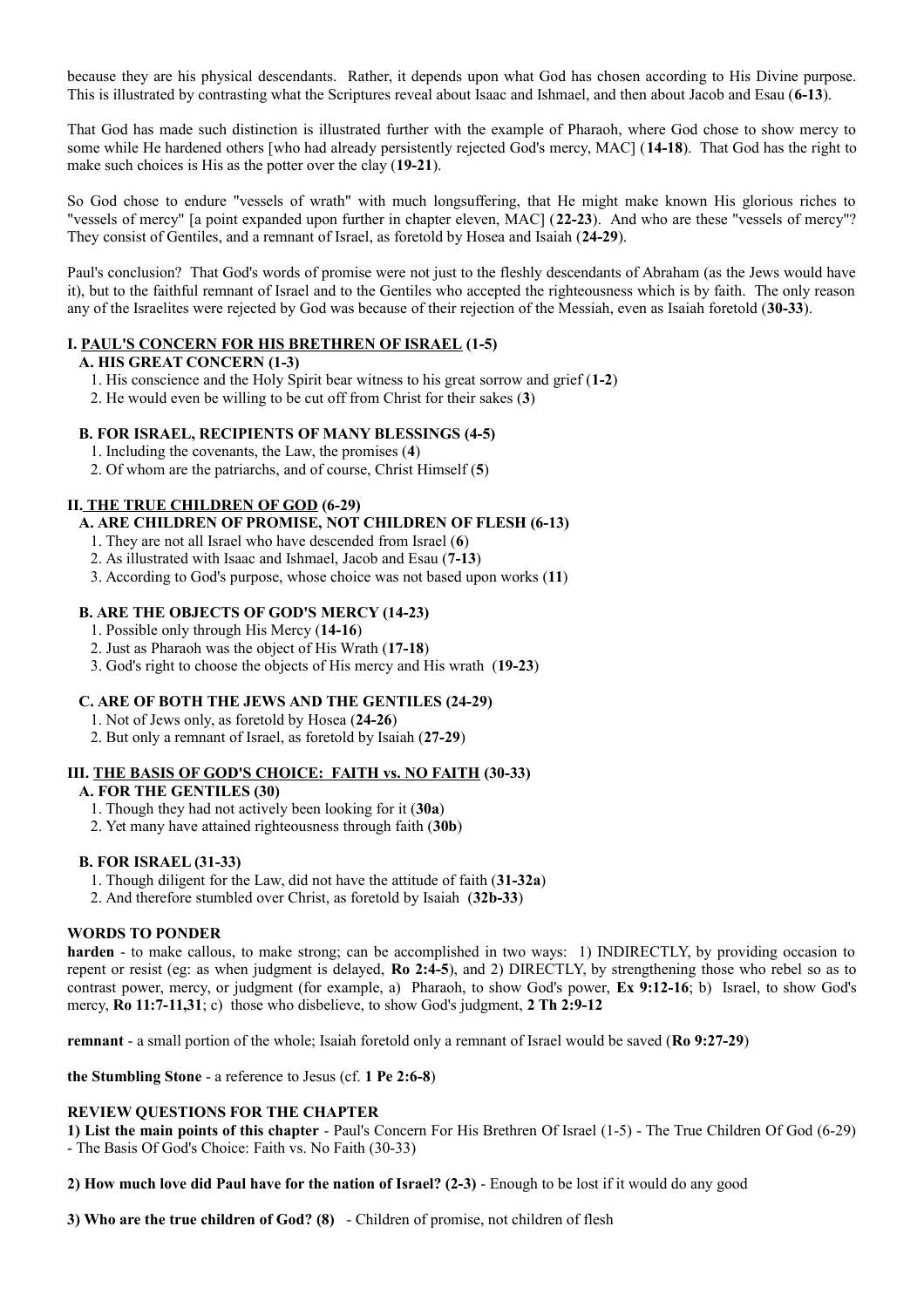because they are his physical descendants. Rather, it depends upon what God has chosen according to His Divine purpose. This is illustrated by contrasting what the Scriptures reveal about Isaac and Ishmael, and then about Jacob and Esau (**6-13**).

That God has made such distinction is illustrated further with the example of Pharaoh, where God chose to show mercy to some while He hardened others [who had already persistently rejected God's mercy, MAC] (**14-18**). That God has the right to make such choices is His as the potter over the clay (**19-21**).

So God chose to endure "vessels of wrath" with much longsuffering, that He might make known His glorious riches to "vessels of mercy" [a point expanded upon further in chapter eleven, MAC] (**22-23**). And who are these "vessels of mercy"? They consist of Gentiles, and a remnant of Israel, as foretold by Hosea and Isaiah (**24-29**).

Paul's conclusion? That God's words of promise were not just to the fleshly descendants of Abraham (as the Jews would have it), but to the faithful remnant of Israel and to the Gentiles who accepted the righteousness which is by faith. The only reason any of the Israelites were rejected by God was because of their rejection of the Messiah, even as Isaiah foretold (**30-33**).

**I. <u>PAUL'S CONCERN FOR HIS BRETHREN OF ISRAEL</u> (1-5)**

**A. HIS GREAT CONCERN (1-3)**

1. His conscience and the Holy Spirit bear witness to his great sorrow and grief (**1-2**)
2. He would even be willing to be cut off from Christ for their sakes (**3**)

**B. FOR ISRAEL, RECIPIENTS OF MANY BLESSINGS (4-5)**

1. Including the covenants, the Law, the promises (**4**)
2. Of whom are the patriarchs, and of course, Christ Himself (**5**)

**II. <u>THE TRUE CHILDREN OF GOD</u> (6-29)**

**A. ARE CHILDREN OF PROMISE, NOT CHILDREN OF FLESH (6-13)**

1. They are not all Israel who have descended from Israel (**6**)
2. As illustrated with Isaac and Ishmael, Jacob and Esau (**7-13**)
3. According to God's purpose, whose choice was not based upon works (**11**)

**B. ARE THE OBJECTS OF GOD'S MERCY (14-23)**

1. Possible only through His Mercy (**14-16**)
2. Just as Pharaoh was the object of His Wrath (**17-18**)
3. God's right to choose the objects of His mercy and His wrath (**19-23**)

**C. ARE OF BOTH THE JEWS AND THE GENTILES (24-29)**

1. Not of Jews only, as foretold by Hosea (**24-26**)
2. But only a remnant of Israel, as foretold by Isaiah (**27-29**)

**III. <u>THE BASIS OF GOD'S CHOICE: FAITH vs. NO FAITH</u> (30-33)**

**A. FOR THE GENTILES (30)**

1. Though they had not actively been looking for it (**30a**)
2. Yet many have attained righteousness through faith (**30b**)

**B. FOR ISRAEL (31-33)**

1. Though diligent for the Law, did not have the attitude of faith (**31-32a**)
2. And therefore stumbled over Christ, as foretold by Isaiah (**32b-33**)

**WORDS TO PONDER**

**harden** - to make callous, to make strong; can be accomplished in two ways: 1) INDIRECTLY, by providing occasion to repent or resist (eg: as when judgment is delayed, **Ro 2:4-5**), and 2) DIRECTLY, by strengthening those who rebel so as to contrast power, mercy, or judgment (for example, a) Pharaoh, to show God's power, **Ex 9:12-16**; b) Israel, to show God's mercy, **Ro 11:7-11,31**; c) those who disbelieve, to show God's judgment, **2 Th 2:9-12**

**remnant** - a small portion of the whole; Isaiah foretold only a remnant of Israel would be saved (**Ro 9:27-29**)

**the Stumbling Stone** - a reference to Jesus (cf. **1 Pe 2:6-8**)

**REVIEW QUESTIONS FOR THE CHAPTER**

**1) List the main points of this chapter** - Paul's Concern For His Brethren Of Israel (1-5) - The True Children Of God (6-29) - The Basis Of God's Choice: Faith vs. No Faith (30-33)

**2) How much love did Paul have for the nation of Israel? (2-3)** - Enough to be lost if it would do any good

**3) Who are the true children of God? (8)** - Children of promise, not children of flesh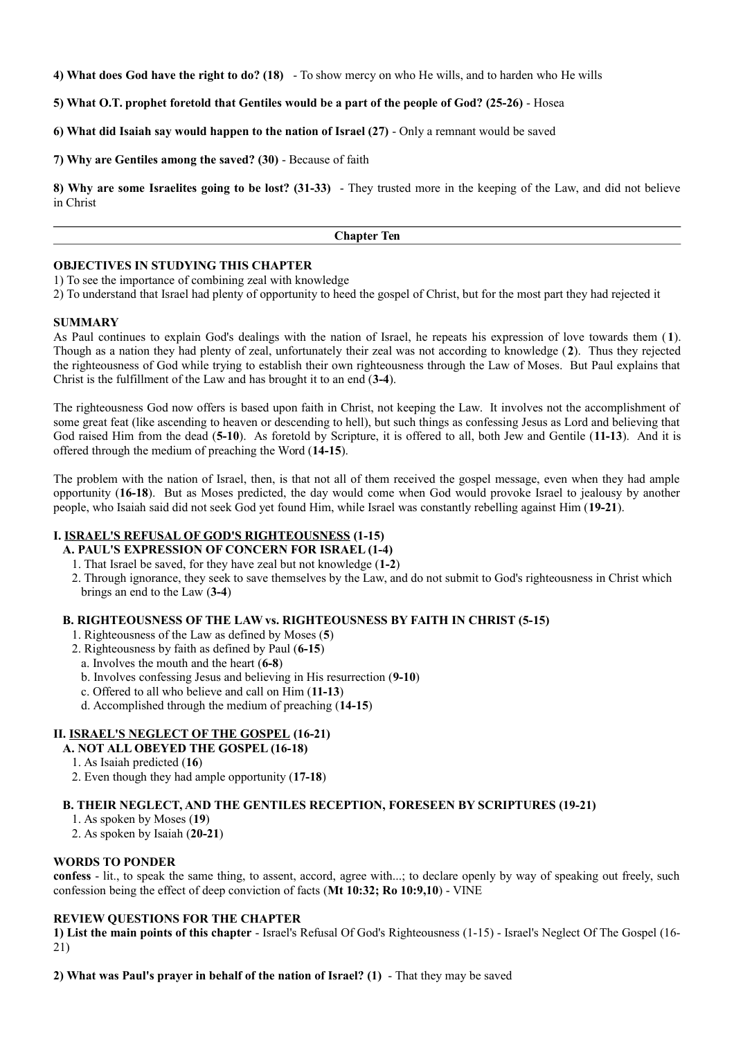**4) What does God have the right to do? (18)** - To show mercy on who He wills, and to harden who He wills

**5) What O.T. prophet foretold that Gentiles would be a part of the people of God? (25-26)** - Hosea

**6) What did Isaiah say would happen to the nation of Israel (27)** - Only a remnant would be saved

**7) Why are Gentiles among the saved? (30)** - Because of faith

**8) Why are some Israelites going to be lost? (31-33)** - They trusted more in the keeping of the Law, and did not believe in Christ

---

## Chapter Ten

### OBJECTIVES IN STUDYING THIS CHAPTER

1) To see the importance of combining zeal with knowledge
2) To understand that Israel had plenty of opportunity to heed the gospel of Christ, but for the most part they had rejected it

### SUMMARY

As Paul continues to explain God's dealings with the nation of Israel, he repeats his expression of love towards them (**1**). Though as a nation they had plenty of zeal, unfortunately their zeal was not according to knowledge (**2**). Thus they rejected the righteousness of God while trying to establish their own righteousness through the Law of Moses. But Paul explains that Christ is the fulfillment of the Law and has brought it to an end (**3-4**).

The righteousness God now offers is based upon faith in Christ, not keeping the Law. It involves not the accomplishment of some great feat (like ascending to heaven or descending to hell), but such things as confessing Jesus as Lord and believing that God raised Him from the dead (**5-10**). As foretold by Scripture, it is offered to all, both Jew and Gentile (**11-13**). And it is offered through the medium of preaching the Word (**14-15**).

The problem with the nation of Israel, then, is that not all of them received the gospel message, even when they had ample opportunity (**16-18**). But as Moses predicted, the day would come when God would provoke Israel to jealousy by another people, who Isaiah said did not seek God yet found Him, while Israel was constantly rebelling against Him (**19-21**).

**I. <u>ISRAEL'S REFUSAL OF GOD'S RIGHTEOUSNESS</u> (1-15)**

- **A. PAUL'S EXPRESSION OF CONCERN FOR ISRAEL (1-4)**
  1. That Israel be saved, for they have zeal but not knowledge (**1-2**)
  2. Through ignorance, they seek to save themselves by the Law, and do not submit to God's righteousness in Christ which brings an end to the Law (**3-4**)

- **B. RIGHTEOUSNESS OF THE LAW vs. RIGHTEOUSNESS BY FAITH IN CHRIST (5-15)**
  1. Righteousness of the Law as defined by Moses (**5**)
  2. Righteousness by faith as defined by Paul (**6-15**)
     a. Involves the mouth and the heart (**6-8**)
     b. Involves confessing Jesus and believing in His resurrection (**9-10**)
     c. Offered to all who believe and call on Him (**11-13**)
     d. Accomplished through the medium of preaching (**14-15**)

**II. <u>ISRAEL'S NEGLECT OF THE GOSPEL</u> (16-21)**

- **A. NOT ALL OBEYED THE GOSPEL (16-18)**
  1. As Isaiah predicted (**16**)
  2. Even though they had ample opportunity (**17-18**)

- **B. THEIR NEGLECT, AND THE GENTILES RECEPTION, FORESEEN BY SCRIPTURES (19-21)**
  1. As spoken by Moses (**19**)
  2. As spoken by Isaiah (**20-21**)

### WORDS TO PONDER

**confess** - lit., to speak the same thing, to assent, accord, agree with...; to declare openly by way of speaking out freely, such confession being the effect of deep conviction of facts (**Mt 10:32; Ro 10:9,10**) - VINE

### REVIEW QUESTIONS FOR THE CHAPTER

**1) List the main points of this chapter** - Israel's Refusal Of God's Righteousness (1-15) - Israel's Neglect Of The Gospel (16-21)

**2) What was Paul's prayer in behalf of the nation of Israel? (1)** - That they may be saved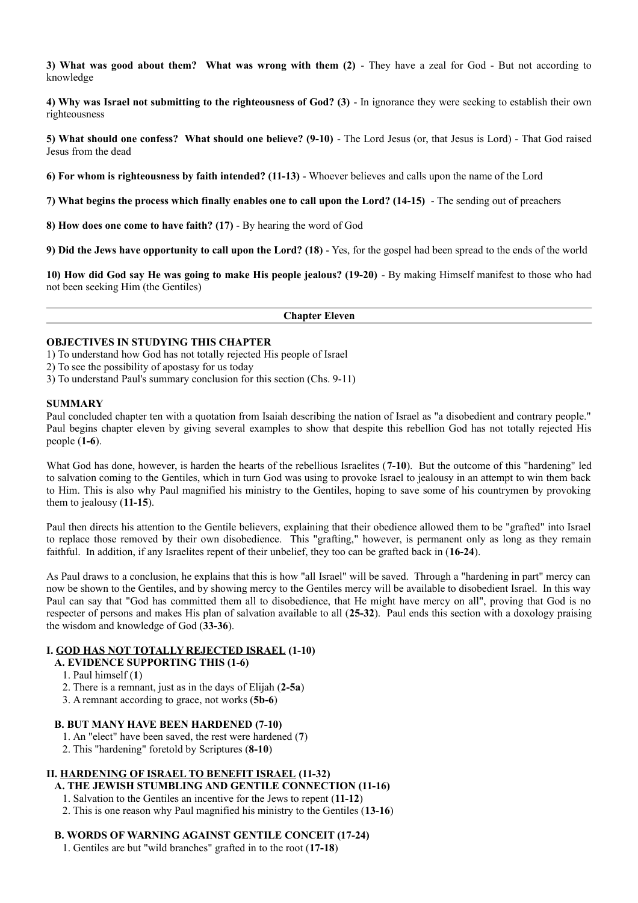**3) What was good about them? What was wrong with them (2)** - They have a zeal for God - But not according to knowledge

**4) Why was Israel not submitting to the righteousness of God? (3)** - In ignorance they were seeking to establish their own righteousness

**5) What should one confess? What should one believe? (9-10)** - The Lord Jesus (or, that Jesus is Lord) - That God raised Jesus from the dead

**6) For whom is righteousness by faith intended? (11-13)** - Whoever believes and calls upon the name of the Lord

**7) What begins the process which finally enables one to call upon the Lord? (14-15)** - The sending out of preachers

**8) How does one come to have faith? (17)** - By hearing the word of God

**9) Did the Jews have opportunity to call upon the Lord? (18)** - Yes, for the gospel had been spread to the ends of the world

**10) How did God say He was going to make His people jealous? (19-20)** - By making Himself manifest to those who had not been seeking Him (the Gentiles)

---

## Chapter Eleven

### OBJECTIVES IN STUDYING THIS CHAPTER

1) To understand how God has not totally rejected His people of Israel
2) To see the possibility of apostasy for us today
3) To understand Paul's summary conclusion for this section (Chs. 9-11)

### SUMMARY

Paul concluded chapter ten with a quotation from Isaiah describing the nation of Israel as "a disobedient and contrary people." Paul begins chapter eleven by giving several examples to show that despite this rebellion God has not totally rejected His people (**1-6**).

What God has done, however, is harden the hearts of the rebellious Israelites (**7-10**). But the outcome of this "hardening" led to salvation coming to the Gentiles, which in turn God was using to provoke Israel to jealousy in an attempt to win them back to Him. This is also why Paul magnified his ministry to the Gentiles, hoping to save some of his countrymen by provoking them to jealousy (**11-15**).

Paul then directs his attention to the Gentile believers, explaining that their obedience allowed them to be "grafted" into Israel to replace those removed by their own disobedience. This "grafting," however, is permanent only as long as they remain faithful. In addition, if any Israelites repent of their unbelief, they too can be grafted back in (**16-24**).

As Paul draws to a conclusion, he explains that this is how "all Israel" will be saved. Through a "hardening in part" mercy can now be shown to the Gentiles, and by showing mercy to the Gentiles mercy will be available to disobedient Israel. In this way Paul can say that "God has committed them all to disobedience, that He might have mercy on all", proving that God is no respecter of persons and makes His plan of salvation available to all (**25-32**). Paul ends this section with a doxology praising the wisdom and knowledge of God (**33-36**).

**I. GOD HAS NOT TOTALLY REJECTED ISRAEL (1-10)**

- **A. EVIDENCE SUPPORTING THIS (1-6)**
  1. Paul himself (**1**)
  2. There is a remnant, just as in the days of Elijah (**2-5a**)
  3. A remnant according to grace, not works (**5b-6**)

- **B. BUT MANY HAVE BEEN HARDENED (7-10)**
  1. An "elect" have been saved, the rest were hardened (**7**)
  2. This "hardening" foretold by Scriptures (**8-10**)

**II. HARDENING OF ISRAEL TO BENEFIT ISRAEL (11-32)**

- **A. THE JEWISH STUMBLING AND GENTILE CONNECTION (11-16)**
  1. Salvation to the Gentiles an incentive for the Jews to repent (**11-12**)
  2. This is one reason why Paul magnified his ministry to the Gentiles (**13-16**)

- **B. WORDS OF WARNING AGAINST GENTILE CONCEIT (17-24)**
  1. Gentiles are but "wild branches" grafted in to the root (**17-18**)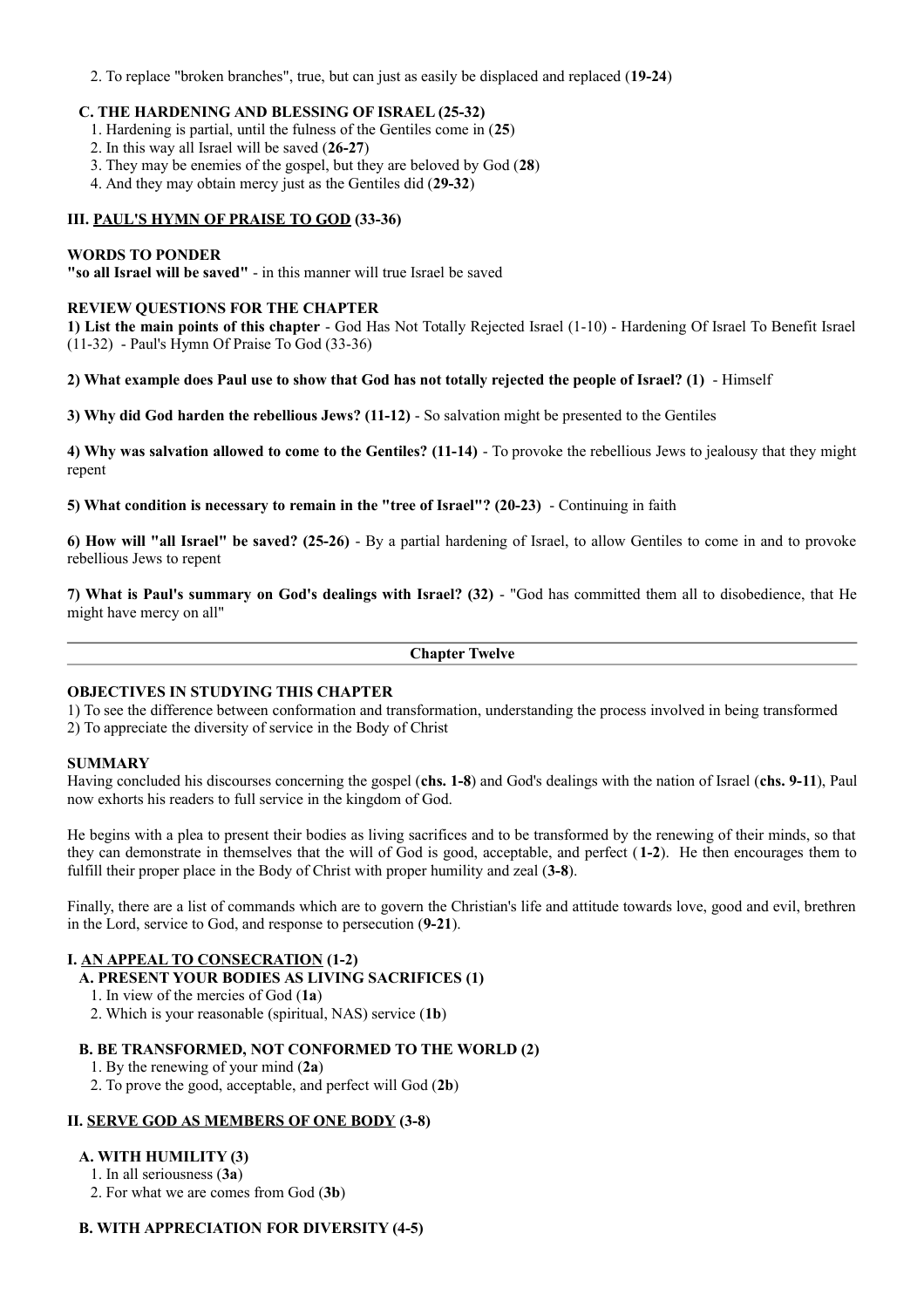2. To replace "broken branches", true, but can just as easily be displaced and replaced (**19-24**)

**C. THE HARDENING AND BLESSING OF ISRAEL (25-32)**

1. Hardening is partial, until the fulness of the Gentiles come in (**25**)
2. In this way all Israel will be saved (**26-27**)
3. They may be enemies of the gospel, but they are beloved by God (**28**)
4. And they may obtain mercy just as the Gentiles did (**29-32**)

**III. <u>PAUL'S HYMN OF PRAISE TO GOD</u> (33-36)**

**WORDS TO PONDER**

**"so all Israel will be saved"** - in this manner will true Israel be saved

**REVIEW QUESTIONS FOR THE CHAPTER**

**1) List the main points of this chapter** - God Has Not Totally Rejected Israel (1-10) - Hardening Of Israel To Benefit Israel (11-32) - Paul's Hymn Of Praise To God (33-36)

**2) What example does Paul use to show that God has not totally rejected the people of Israel? (1)** - Himself

**3) Why did God harden the rebellious Jews? (11-12)** - So salvation might be presented to the Gentiles

**4) Why was salvation allowed to come to the Gentiles? (11-14)** - To provoke the rebellious Jews to jealousy that they might repent

**5) What condition is necessary to remain in the "tree of Israel"? (20-23)** - Continuing in faith

**6) How will "all Israel" be saved? (25-26)** - By a partial hardening of Israel, to allow Gentiles to come in and to provoke rebellious Jews to repent

**7) What is Paul's summary on God's dealings with Israel? (32)** - "God has committed them all to disobedience, that He might have mercy on all"

---

## Chapter Twelve

**OBJECTIVES IN STUDYING THIS CHAPTER**

1) To see the difference between conformation and transformation, understanding the process involved in being transformed
2) To appreciate the diversity of service in the Body of Christ

**SUMMARY**

Having concluded his discourses concerning the gospel (**chs. 1-8**) and God's dealings with the nation of Israel (**chs. 9-11**), Paul now exhorts his readers to full service in the kingdom of God.

He begins with a plea to present their bodies as living sacrifices and to be transformed by the renewing of their minds, so that they can demonstrate in themselves that the will of God is good, acceptable, and perfect (**1-2**). He then encourages them to fulfill their proper place in the Body of Christ with proper humility and zeal (**3-8**).

Finally, there are a list of commands which are to govern the Christian's life and attitude towards love, good and evil, brethren in the Lord, service to God, and response to persecution (**9-21**).

**I. <u>AN APPEAL TO CONSECRATION</u> (1-2)**

**A. PRESENT YOUR BODIES AS LIVING SACRIFICES (1)**

1. In view of the mercies of God (**1a**)
2. Which is your reasonable (spiritual, NAS) service (**1b**)

**B. BE TRANSFORMED, NOT CONFORMED TO THE WORLD (2)**

1. By the renewing of your mind (**2a**)
2. To prove the good, acceptable, and perfect will God (**2b**)

**II. <u>SERVE GOD AS MEMBERS OF ONE BODY</u> (3-8)**

**A. WITH HUMILITY (3)**

1. In all seriousness (**3a**)
2. For what we are comes from God (**3b**)

**B. WITH APPRECIATION FOR DIVERSITY (4-5)**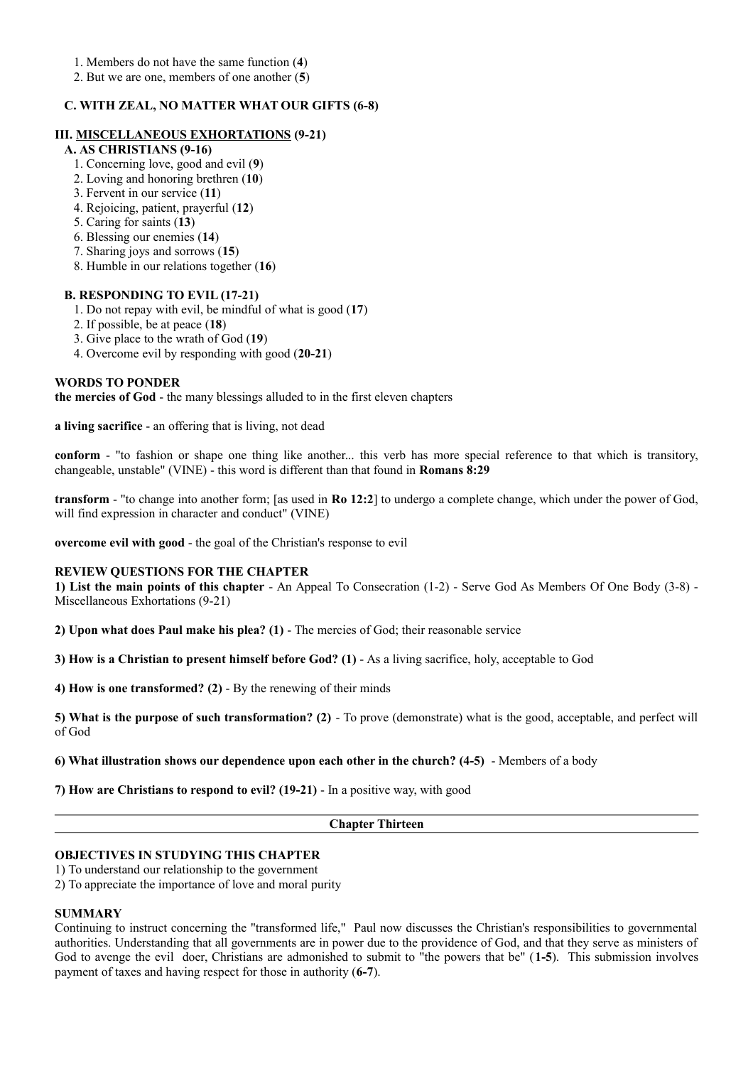1. Members do not have the same function (**4**)
2. But we are one, members of one another (**5**)

**C. WITH ZEAL, NO MATTER WHAT OUR GIFTS (6-8)**

**III. <u>MISCELLANEOUS EXHORTATIONS</u> (9-21)**

**A. AS CHRISTIANS (9-16)**

1. Concerning love, good and evil (**9**)
2. Loving and honoring brethren (**10**)
3. Fervent in our service (**11**)
4. Rejoicing, patient, prayerful (**12**)
5. Caring for saints (**13**)
6. Blessing our enemies (**14**)
7. Sharing joys and sorrows (**15**)
8. Humble in our relations together (**16**)

**B. RESPONDING TO EVIL (17-21)**

1. Do not repay with evil, be mindful of what is good (**17**)
2. If possible, be at peace (**18**)
3. Give place to the wrath of God (**19**)
4. Overcome evil by responding with good (**20-21**)

**WORDS TO PONDER**

**the mercies of God** - the many blessings alluded to in the first eleven chapters

**a living sacrifice** - an offering that is living, not dead

**conform** - "to fashion or shape one thing like another... this verb has more special reference to that which is transitory, changeable, unstable" (VINE) - this word is different than that found in **Romans 8:29**

**transform** - "to change into another form; [as used in **Ro 12:2**] to undergo a complete change, which under the power of God, will find expression in character and conduct" (VINE)

**overcome evil with good** - the goal of the Christian's response to evil

**REVIEW QUESTIONS FOR THE CHAPTER**

**1) List the main points of this chapter** - An Appeal To Consecration (1-2) - Serve God As Members Of One Body (3-8) - Miscellaneous Exhortations (9-21)

**2) Upon what does Paul make his plea? (1)** - The mercies of God; their reasonable service

**3) How is a Christian to present himself before God? (1)** - As a living sacrifice, holy, acceptable to God

**4) How is one transformed? (2)** - By the renewing of their minds

**5) What is the purpose of such transformation? (2)** - To prove (demonstrate) what is the good, acceptable, and perfect will of God

**6) What illustration shows our dependence upon each other in the church? (4-5)** - Members of a body

**7) How are Christians to respond to evil? (19-21)** - In a positive way, with good

---

## Chapter Thirteen

**OBJECTIVES IN STUDYING THIS CHAPTER**

1) To understand our relationship to the government
2) To appreciate the importance of love and moral purity

**SUMMARY**

Continuing to instruct concerning the "transformed life," Paul now discusses the Christian's responsibilities to governmental authorities. Understanding that all governments are in power due to the providence of God, and that they serve as ministers of God to avenge the evil doer, Christians are admonished to submit to "the powers that be" (**1-5**). This submission involves payment of taxes and having respect for those in authority (**6-7**).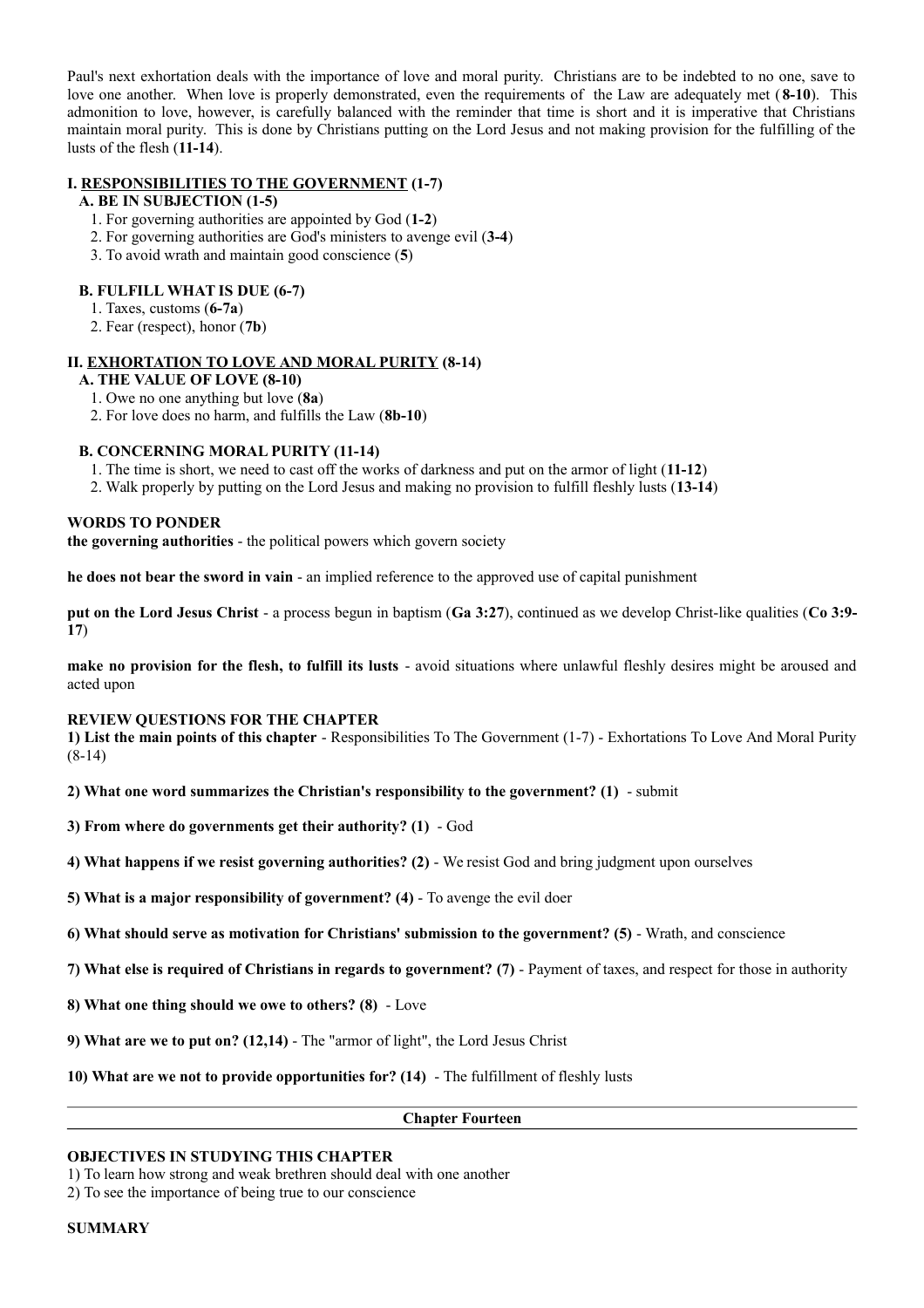Paul's next exhortation deals with the importance of love and moral purity. Christians are to be indebted to no one, save to love one another. When love is properly demonstrated, even the requirements of the Law are adequately met (**8-10**). This admonition to love, however, is carefully balanced with the reminder that time is short and it is imperative that Christians maintain moral purity. This is done by Christians putting on the Lord Jesus and not making provision for the fulfilling of the lusts of the flesh (**11-14**).

**I. <u>RESPONSIBILITIES TO THE GOVERNMENT</u> (1-7)**

**A. BE IN SUBJECTION (1-5)**

1. For governing authorities are appointed by God (**1-2**)
2. For governing authorities are God's ministers to avenge evil (**3-4**)
3. To avoid wrath and maintain good conscience (**5**)

**B. FULFILL WHAT IS DUE (6-7)**

1. Taxes, customs (**6-7a**)
2. Fear (respect), honor (**7b**)

**II. <u>EXHORTATION TO LOVE AND MORAL PURITY</u> (8-14)**

**A. THE VALUE OF LOVE (8-10)**

1. Owe no one anything but love (**8a**)
2. For love does no harm, and fulfills the Law (**8b-10**)

**B. CONCERNING MORAL PURITY (11-14)**

1. The time is short, we need to cast off the works of darkness and put on the armor of light (**11-12**)
2. Walk properly by putting on the Lord Jesus and making no provision to fulfill fleshly lusts (**13-14**)

**WORDS TO PONDER**

**the governing authorities** - the political powers which govern society

**he does not bear the sword in vain** - an implied reference to the approved use of capital punishment

**put on the Lord Jesus Christ** - a process begun in baptism (**Ga 3:27**), continued as we develop Christ-like qualities (**Co 3:9-17**)

**make no provision for the flesh, to fulfill its lusts** - avoid situations where unlawful fleshly desires might be aroused and acted upon

**REVIEW QUESTIONS FOR THE CHAPTER**

**1) List the main points of this chapter** - Responsibilities To The Government (1-7) - Exhortations To Love And Moral Purity (8-14)

**2) What one word summarizes the Christian's responsibility to the government? (1)** - submit

**3) From where do governments get their authority? (1)** - God

**4) What happens if we resist governing authorities? (2)** - We resist God and bring judgment upon ourselves

**5) What is a major responsibility of government? (4)** - To avenge the evil doer

**6) What should serve as motivation for Christians' submission to the government? (5)** - Wrath, and conscience

**7) What else is required of Christians in regards to government? (7)** - Payment of taxes, and respect for those in authority

**8) What one thing should we owe to others? (8)** - Love

**9) What are we to put on? (12,14)** - The "armor of light", the Lord Jesus Christ

**10) What are we not to provide opportunities for? (14)** - The fulfillment of fleshly lusts

---

## Chapter Fourteen

**OBJECTIVES IN STUDYING THIS CHAPTER**

1) To learn how strong and weak brethren should deal with one another
2) To see the importance of being true to our conscience

**SUMMARY**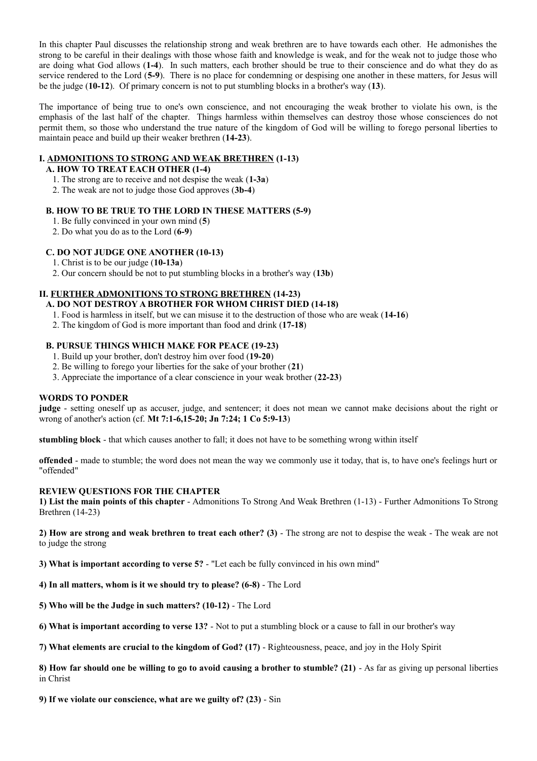In this chapter Paul discusses the relationship strong and weak brethren are to have towards each other. He admonishes the strong to be careful in their dealings with those whose faith and knowledge is weak, and for the weak not to judge those who are doing what God allows (**1-4**). In such matters, each brother should be true to their conscience and do what they do as service rendered to the Lord (**5-9**). There is no place for condemning or despising one another in these matters, for Jesus will be the judge (**10-12**). Of primary concern is not to put stumbling blocks in a brother's way (**13**).

The importance of being true to one's own conscience, and not encouraging the weak brother to violate his own, is the emphasis of the last half of the chapter. Things harmless within themselves can destroy those whose consciences do not permit them, so those who understand the true nature of the kingdom of God will be willing to forego personal liberties to maintain peace and build up their weaker brethren (**14-23**).

**I. <u>ADMONITIONS TO STRONG AND WEAK BRETHREN</u> (1-13)**

**A. HOW TO TREAT EACH OTHER (1-4)**

1. The strong are to receive and not despise the weak (**1-3a**)
2. The weak are not to judge those God approves (**3b-4**)

**B. HOW TO BE TRUE TO THE LORD IN THESE MATTERS (5-9)**

1. Be fully convinced in your own mind (**5**)
2. Do what you do as to the Lord (**6-9**)

**C. DO NOT JUDGE ONE ANOTHER (10-13)**

1. Christ is to be our judge (**10-13a**)
2. Our concern should be not to put stumbling blocks in a brother's way (**13b**)

**II. <u>FURTHER ADMONITIONS TO STRONG BRETHREN</u> (14-23)**

**A. DO NOT DESTROY A BROTHER FOR WHOM CHRIST DIED (14-18)**

1. Food is harmless in itself, but we can misuse it to the destruction of those who are weak (**14-16**)
2. The kingdom of God is more important than food and drink (**17-18**)

**B. PURSUE THINGS WHICH MAKE FOR PEACE (19-23)**

1. Build up your brother, don't destroy him over food (**19-20**)
2. Be willing to forego your liberties for the sake of your brother (**21**)
3. Appreciate the importance of a clear conscience in your weak brother (**22-23**)

**WORDS TO PONDER**

**judge** - setting oneself up as accuser, judge, and sentencer; it does not mean we cannot make decisions about the right or wrong of another's action (cf. **Mt 7:1-6,15-20; Jn 7:24; 1 Co 5:9-13**)

**stumbling block** - that which causes another to fall; it does not have to be something wrong within itself

**offended** - made to stumble; the word does not mean the way we commonly use it today, that is, to have one's feelings hurt or "offended"

**REVIEW QUESTIONS FOR THE CHAPTER**

**1) List the main points of this chapter** - Admonitions To Strong And Weak Brethren (1-13) - Further Admonitions To Strong Brethren (14-23)

**2) How are strong and weak brethren to treat each other? (3)** - The strong are not to despise the weak - The weak are not to judge the strong

**3) What is important according to verse 5?** - "Let each be fully convinced in his own mind"

**4) In all matters, whom is it we should try to please? (6-8)** - The Lord

**5) Who will be the Judge in such matters? (10-12)** - The Lord

**6) What is important according to verse 13?** - Not to put a stumbling block or a cause to fall in our brother's way

**7) What elements are crucial to the kingdom of God? (17)** - Righteousness, peace, and joy in the Holy Spirit

**8) How far should one be willing to go to avoid causing a brother to stumble? (21)** - As far as giving up personal liberties in Christ

**9) If we violate our conscience, what are we guilty of? (23)** - Sin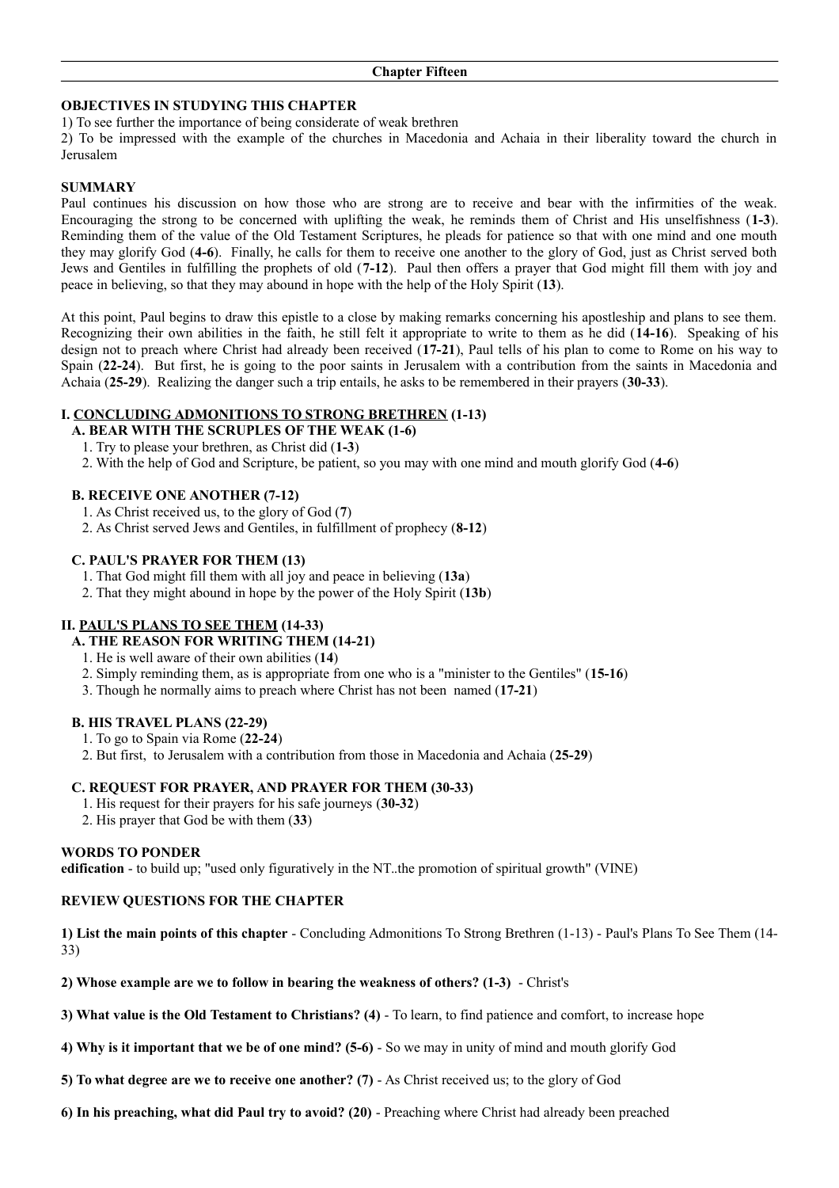## Chapter Fifteen

**OBJECTIVES IN STUDYING THIS CHAPTER**

1) To see further the importance of being considerate of weak brethren

2) To be impressed with the example of the churches in Macedonia and Achaia in their liberality toward the church in Jerusalem

**SUMMARY**

Paul continues his discussion on how those who are strong are to receive and bear with the infirmities of the weak. Encouraging the strong to be concerned with uplifting the weak, he reminds them of Christ and His unselfishness (**1-3**). Reminding them of the value of the Old Testament Scriptures, he pleads for patience so that with one mind and one mouth they may glorify God (**4-6**). Finally, he calls for them to receive one another to the glory of God, just as Christ served both Jews and Gentiles in fulfilling the prophets of old (**7-12**). Paul then offers a prayer that God might fill them with joy and peace in believing, so that they may abound in hope with the help of the Holy Spirit (**13**).

At this point, Paul begins to draw this epistle to a close by making remarks concerning his apostleship and plans to see them. Recognizing their own abilities in the faith, he still felt it appropriate to write to them as he did (**14-16**). Speaking of his design not to preach where Christ had already been received (**17-21**), Paul tells of his plan to come to Rome on his way to Spain (**22-24**). But first, he is going to the poor saints in Jerusalem with a contribution from the saints in Macedonia and Achaia (**25-29**). Realizing the danger such a trip entails, he asks to be remembered in their prayers (**30-33**).

**I. <u>CONCLUDING ADMONITIONS TO STRONG BRETHREN</u> (1-13)**

**A. BEAR WITH THE SCRUPLES OF THE WEAK (1-6)**

1. Try to please your brethren, as Christ did (**1-3**)
2. With the help of God and Scripture, be patient, so you may with one mind and mouth glorify God (**4-6**)

**B. RECEIVE ONE ANOTHER (7-12)**

1. As Christ received us, to the glory of God (**7**)
2. As Christ served Jews and Gentiles, in fulfillment of prophecy (**8-12**)

**C. PAUL'S PRAYER FOR THEM (13)**

1. That God might fill them with all joy and peace in believing (**13a**)
2. That they might abound in hope by the power of the Holy Spirit (**13b**)

**II. <u>PAUL'S PLANS TO SEE THEM</u> (14-33)**

**A. THE REASON FOR WRITING THEM (14-21)**

1. He is well aware of their own abilities (**14**)
2. Simply reminding them, as is appropriate from one who is a "minister to the Gentiles" (**15-16**)
3. Though he normally aims to preach where Christ has not been named (**17-21**)

**B. HIS TRAVEL PLANS (22-29)**

1. To go to Spain via Rome (**22-24**)
2. But first, to Jerusalem with a contribution from those in Macedonia and Achaia (**25-29**)

**C. REQUEST FOR PRAYER, AND PRAYER FOR THEM (30-33)**

1. His request for their prayers for his safe journeys (**30-32**)
2. His prayer that God be with them (**33**)

**WORDS TO PONDER**

**edification** - to build up; "used only figuratively in the NT..the promotion of spiritual growth" (VINE)

**REVIEW QUESTIONS FOR THE CHAPTER**

**1) List the main points of this chapter** - Concluding Admonitions To Strong Brethren (1-13) - Paul's Plans To See Them (14-33)

**2) Whose example are we to follow in bearing the weakness of others? (1-3)** - Christ's

**3) What value is the Old Testament to Christians? (4)** - To learn, to find patience and comfort, to increase hope

**4) Why is it important that we be of one mind? (5-6)** - So we may in unity of mind and mouth glorify God

**5) To what degree are we to receive one another? (7)** - As Christ received us; to the glory of God

**6) In his preaching, what did Paul try to avoid? (20)** - Preaching where Christ had already been preached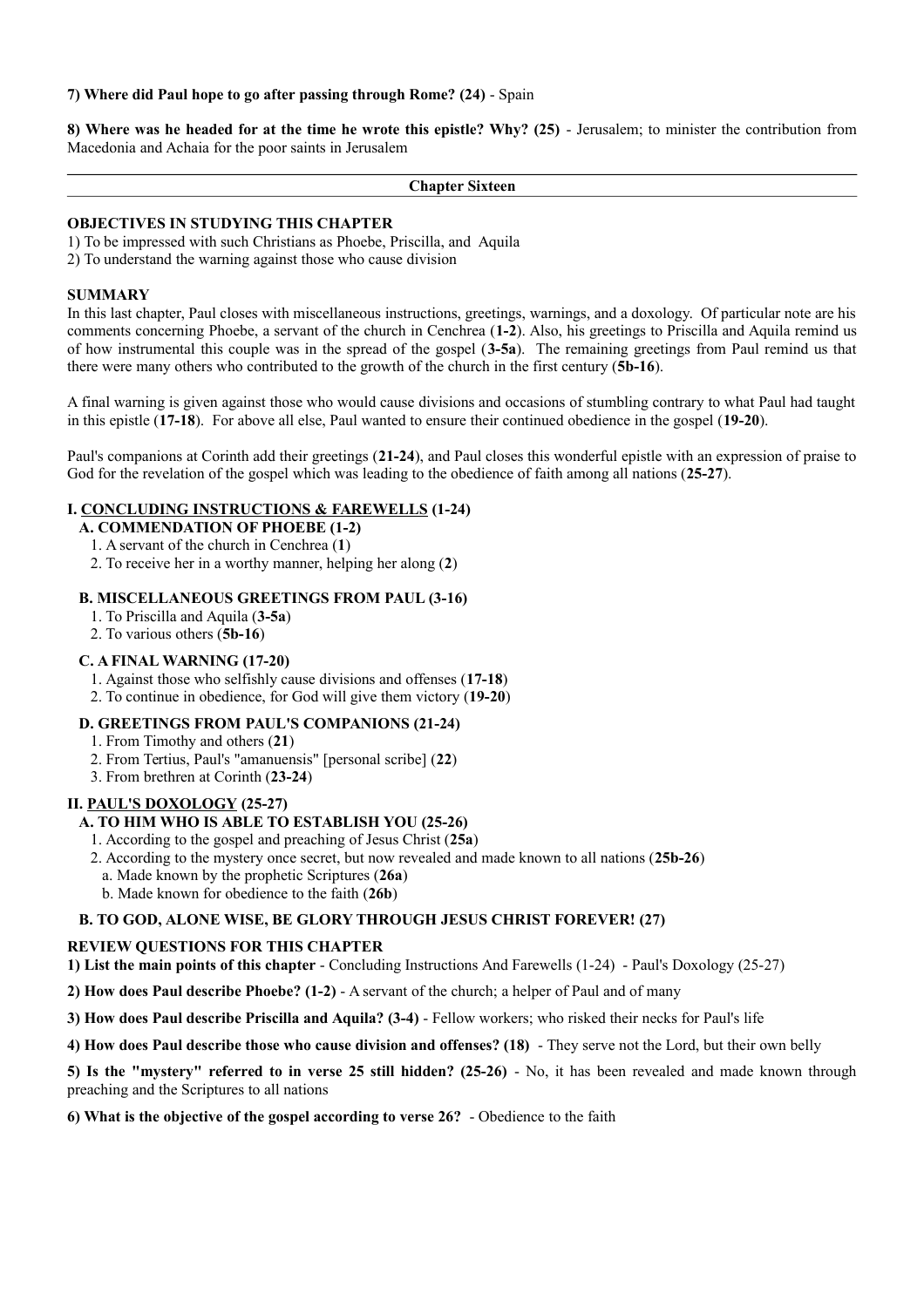**7) Where did Paul hope to go after passing through Rome? (24)** - Spain

**8) Where was he headed for at the time he wrote this epistle? Why? (25)** - Jerusalem; to minister the contribution from Macedonia and Achaia for the poor saints in Jerusalem

---

## Chapter Sixteen

### OBJECTIVES IN STUDYING THIS CHAPTER

1) To be impressed with such Christians as Phoebe, Priscilla, and Aquila
2) To understand the warning against those who cause division

### SUMMARY

In this last chapter, Paul closes with miscellaneous instructions, greetings, warnings, and a doxology. Of particular note are his comments concerning Phoebe, a servant of the church in Cenchrea (**1-2**). Also, his greetings to Priscilla and Aquila remind us of how instrumental this couple was in the spread of the gospel (**3-5a**). The remaining greetings from Paul remind us that there were many others who contributed to the growth of the church in the first century (**5b-16**).

A final warning is given against those who would cause divisions and occasions of stumbling contrary to what Paul had taught in this epistle (**17-18**). For above all else, Paul wanted to ensure their continued obedience in the gospel (**19-20**).

Paul's companions at Corinth add their greetings (**21-24**), and Paul closes this wonderful epistle with an expression of praise to God for the revelation of the gospel which was leading to the obedience of faith among all nations (**25-27**).

**I. CONCLUDING INSTRUCTIONS & FAREWELLS (1-24)**

- **A. COMMENDATION OF PHOEBE (1-2)**
  1. A servant of the church in Cenchrea (**1**)
  2. To receive her in a worthy manner, helping her along (**2**)

- **B. MISCELLANEOUS GREETINGS FROM PAUL (3-16)**
  1. To Priscilla and Aquila (**3-5a**)
  2. To various others (**5b-16**)

- **C. A FINAL WARNING (17-20)**
  1. Against those who selfishly cause divisions and offenses (**17-18**)
  2. To continue in obedience, for God will give them victory (**19-20**)

- **D. GREETINGS FROM PAUL'S COMPANIONS (21-24)**
  1. From Timothy and others (**21**)
  2. From Tertius, Paul's "amanuensis" [personal scribe] (**22**)
  3. From brethren at Corinth (**23-24**)

**II. PAUL'S DOXOLOGY (25-27)**

- **A. TO HIM WHO IS ABLE TO ESTABLISH YOU (25-26)**
  1. According to the gospel and preaching of Jesus Christ (**25a**)
  2. According to the mystery once secret, but now revealed and made known to all nations (**25b-26**)
     a. Made known by the prophetic Scriptures (**26a**)
     b. Made known for obedience to the faith (**26b**)

- **B. TO GOD, ALONE WISE, BE GLORY THROUGH JESUS CHRIST FOREVER! (27)**

### REVIEW QUESTIONS FOR THIS CHAPTER

**1) List the main points of this chapter** - Concluding Instructions And Farewells (1-24) - Paul's Doxology (25-27)

**2) How does Paul describe Phoebe? (1-2)** - A servant of the church; a helper of Paul and of many

**3) How does Paul describe Priscilla and Aquila? (3-4)** - Fellow workers; who risked their necks for Paul's life

**4) How does Paul describe those who cause division and offenses? (18)** - They serve not the Lord, but their own belly

**5) Is the "mystery" referred to in verse 25 still hidden? (25-26)** - No, it has been revealed and made known through preaching and the Scriptures to all nations

**6) What is the objective of the gospel according to verse 26?** - Obedience to the faith